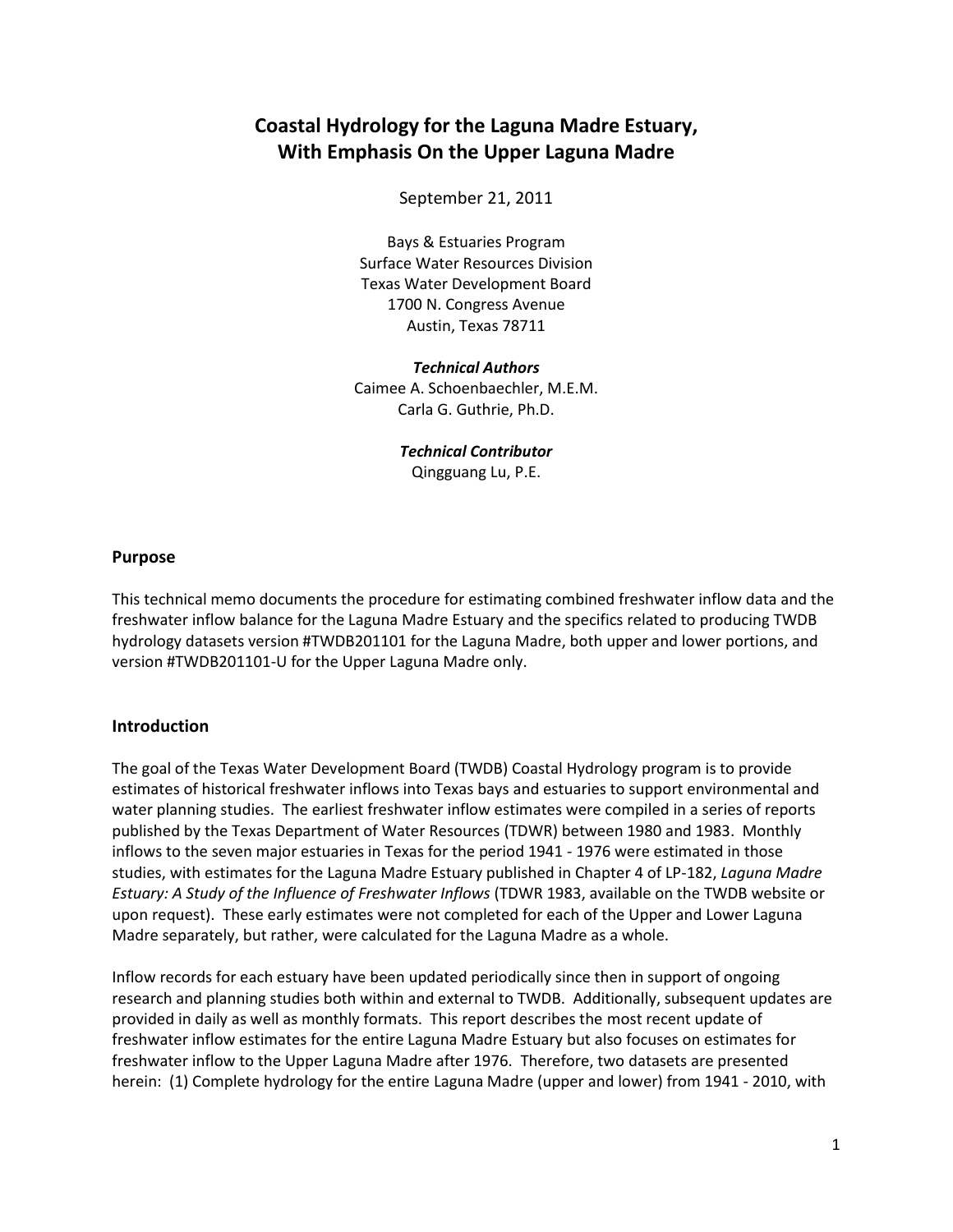# Coastal Hydrology for the Laguna Madre Estuary, With Emphasis On the Upper Laguna Madre

September 21, 2011

Bays & Estuaries Program
Surface Water Resources Division
Texas Water Development Board
1700 N. Congress Avenue
Austin, Texas 78711

***Technical Authors***
Caimee A. Schoenbaechler, M.E.M.
Carla G. Guthrie, Ph.D.

***Technical Contributor***
Qingguang Lu, P.E.

## Purpose

This technical memo documents the procedure for estimating combined freshwater inflow data and the freshwater inflow balance for the Laguna Madre Estuary and the specifics related to producing TWDB hydrology datasets version #TWDB201101 for the Laguna Madre, both upper and lower portions, and version #TWDB201101-U for the Upper Laguna Madre only.

## Introduction

The goal of the Texas Water Development Board (TWDB) Coastal Hydrology program is to provide estimates of historical freshwater inflows into Texas bays and estuaries to support environmental and water planning studies. The earliest freshwater inflow estimates were compiled in a series of reports published by the Texas Department of Water Resources (TDWR) between 1980 and 1983. Monthly inflows to the seven major estuaries in Texas for the period 1941 - 1976 were estimated in those studies, with estimates for the Laguna Madre Estuary published in Chapter 4 of LP-182, *Laguna Madre Estuary: A Study of the Influence of Freshwater Inflows* (TDWR 1983, available on the TWDB website or upon request). These early estimates were not completed for each of the Upper and Lower Laguna Madre separately, but rather, were calculated for the Laguna Madre as a whole.

Inflow records for each estuary have been updated periodically since then in support of ongoing research and planning studies both within and external to TWDB. Additionally, subsequent updates are provided in daily as well as monthly formats. This report describes the most recent update of freshwater inflow estimates for the entire Laguna Madre Estuary but also focuses on estimates for freshwater inflow to the Upper Laguna Madre after 1976. Therefore, two datasets are presented herein: (1) Complete hydrology for the entire Laguna Madre (upper and lower) from 1941 - 2010, with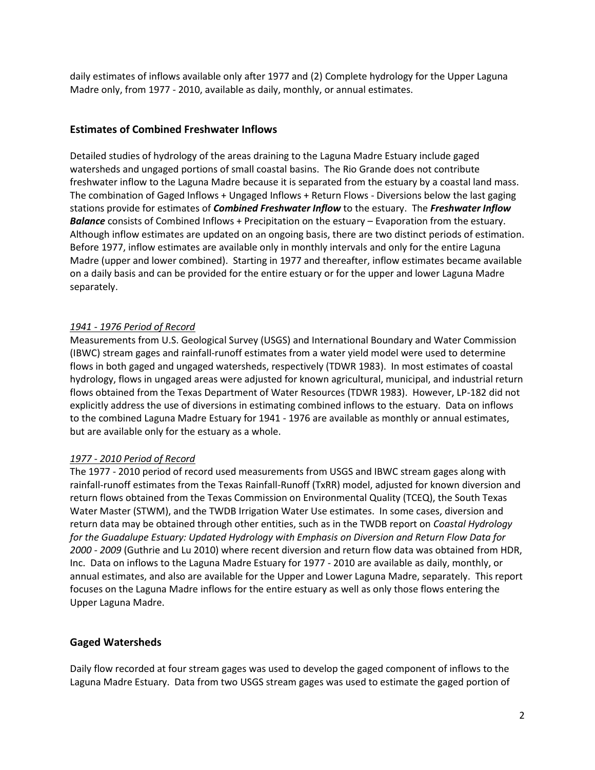daily estimates of inflows available only after 1977 and (2) Complete hydrology for the Upper Laguna Madre only, from 1977 - 2010, available as daily, monthly, or annual estimates.

## Estimates of Combined Freshwater Inflows

Detailed studies of hydrology of the areas draining to the Laguna Madre Estuary include gaged watersheds and ungaged portions of small coastal basins. The Rio Grande does not contribute freshwater inflow to the Laguna Madre because it is separated from the estuary by a coastal land mass. The combination of Gaged Inflows + Ungaged Inflows + Return Flows - Diversions below the last gaging stations provide for estimates of ***Combined Freshwater Inflow*** to the estuary. The ***Freshwater Inflow Balance*** consists of Combined Inflows + Precipitation on the estuary – Evaporation from the estuary. Although inflow estimates are updated on an ongoing basis, there are two distinct periods of estimation. Before 1977, inflow estimates are available only in monthly intervals and only for the entire Laguna Madre (upper and lower combined). Starting in 1977 and thereafter, inflow estimates became available on a daily basis and can be provided for the entire estuary or for the upper and lower Laguna Madre separately.

### *1941 - 1976 Period of Record*

Measurements from U.S. Geological Survey (USGS) and International Boundary and Water Commission (IBWC) stream gages and rainfall-runoff estimates from a water yield model were used to determine flows in both gaged and ungaged watersheds, respectively (TDWR 1983). In most estimates of coastal hydrology, flows in ungaged areas were adjusted for known agricultural, municipal, and industrial return flows obtained from the Texas Department of Water Resources (TDWR 1983). However, LP-182 did not explicitly address the use of diversions in estimating combined inflows to the estuary. Data on inflows to the combined Laguna Madre Estuary for 1941 - 1976 are available as monthly or annual estimates, but are available only for the estuary as a whole.

### *1977 - 2010 Period of Record*

The 1977 - 2010 period of record used measurements from USGS and IBWC stream gages along with rainfall-runoff estimates from the Texas Rainfall-Runoff (TxRR) model, adjusted for known diversion and return flows obtained from the Texas Commission on Environmental Quality (TCEQ), the South Texas Water Master (STWM), and the TWDB Irrigation Water Use estimates. In some cases, diversion and return data may be obtained through other entities, such as in the TWDB report on *Coastal Hydrology for the Guadalupe Estuary: Updated Hydrology with Emphasis on Diversion and Return Flow Data for 2000 - 2009* (Guthrie and Lu 2010) where recent diversion and return flow data was obtained from HDR, Inc. Data on inflows to the Laguna Madre Estuary for 1977 - 2010 are available as daily, monthly, or annual estimates, and also are available for the Upper and Lower Laguna Madre, separately. This report focuses on the Laguna Madre inflows for the entire estuary as well as only those flows entering the Upper Laguna Madre.

## Gaged Watersheds

Daily flow recorded at four stream gages was used to develop the gaged component of inflows to the Laguna Madre Estuary. Data from two USGS stream gages was used to estimate the gaged portion of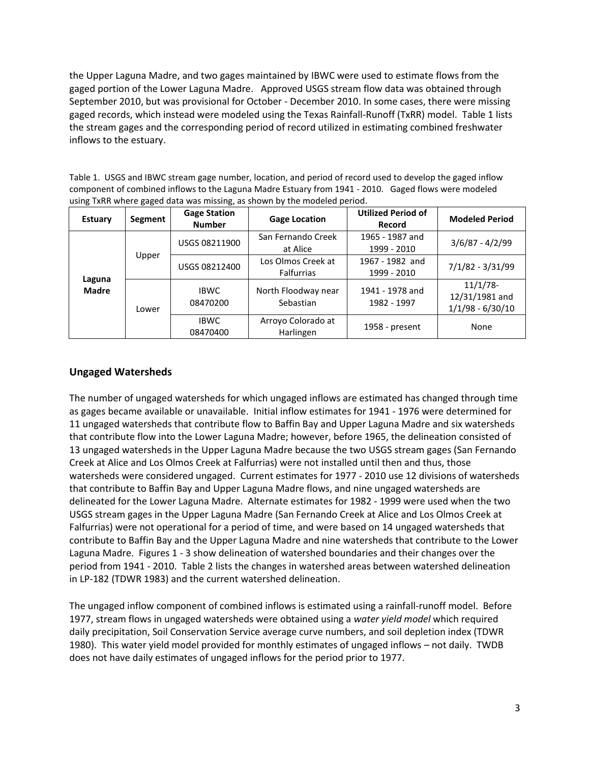the Upper Laguna Madre, and two gages maintained by IBWC were used to estimate flows from the gaged portion of the Lower Laguna Madre. Approved USGS stream flow data was obtained through September 2010, but was provisional for October - December 2010. In some cases, there were missing gaged records, which instead were modeled using the Texas Rainfall-Runoff (TxRR) model. Table 1 lists the stream gages and the corresponding period of record utilized in estimating combined freshwater inflows to the estuary.

Table 1. USGS and IBWC stream gage number, location, and period of record used to develop the gaged inflow component of combined inflows to the Laguna Madre Estuary from 1941 - 2010. Gaged flows were modeled using TxRR where gaged data was missing, as shown by the modeled period.

| Estuary | Segment | Gage Station Number | Gage Location | Utilized Period of Record | Modeled Period |
|---|---|---|---|---|---|
| Laguna Madre | Upper | USGS 08211900 | San Fernando Creek at Alice | 1965 - 1987 and 1999 - 2010 | 3/6/87 - 4/2/99 |
| | | USGS 08212400 | Los Olmos Creek at Falfurrias | 1967 - 1982 and 1999 - 2010 | 7/1/82 - 3/31/99 |
| | Lower | IBWC 08470200 | North Floodway near Sebastian | 1941 - 1978 and 1982 - 1997 | 11/1/78-12/31/1981 and 1/1/98 - 6/30/10 |
| | | IBWC 08470400 | Arroyo Colorado at Harlingen | 1958 - present | None |

## Ungaged Watersheds

The number of ungaged watersheds for which ungaged inflows are estimated has changed through time as gages became available or unavailable. Initial inflow estimates for 1941 - 1976 were determined for 11 ungaged watersheds that contribute flow to Baffin Bay and Upper Laguna Madre and six watersheds that contribute flow into the Lower Laguna Madre; however, before 1965, the delineation consisted of 13 ungaged watersheds in the Upper Laguna Madre because the two USGS stream gages (San Fernando Creek at Alice and Los Olmos Creek at Falfurrias) were not installed until then and thus, those watersheds were considered ungaged. Current estimates for 1977 - 2010 use 12 divisions of watersheds that contribute to Baffin Bay and Upper Laguna Madre flows, and nine ungaged watersheds are delineated for the Lower Laguna Madre. Alternate estimates for 1982 - 1999 were used when the two USGS stream gages in the Upper Laguna Madre (San Fernando Creek at Alice and Los Olmos Creek at Falfurrias) were not operational for a period of time, and were based on 14 ungaged watersheds that contribute to Baffin Bay and the Upper Laguna Madre and nine watersheds that contribute to the Lower Laguna Madre. Figures 1 - 3 show delineation of watershed boundaries and their changes over the period from 1941 - 2010. Table 2 lists the changes in watershed areas between watershed delineation in LP-182 (TDWR 1983) and the current watershed delineation.

The ungaged inflow component of combined inflows is estimated using a rainfall-runoff model. Before 1977, stream flows in ungaged watersheds were obtained using a *water yield model* which required daily precipitation, Soil Conservation Service average curve numbers, and soil depletion index (TDWR 1980). This water yield model provided for monthly estimates of ungaged inflows – not daily. TWDB does not have daily estimates of ungaged inflows for the period prior to 1977.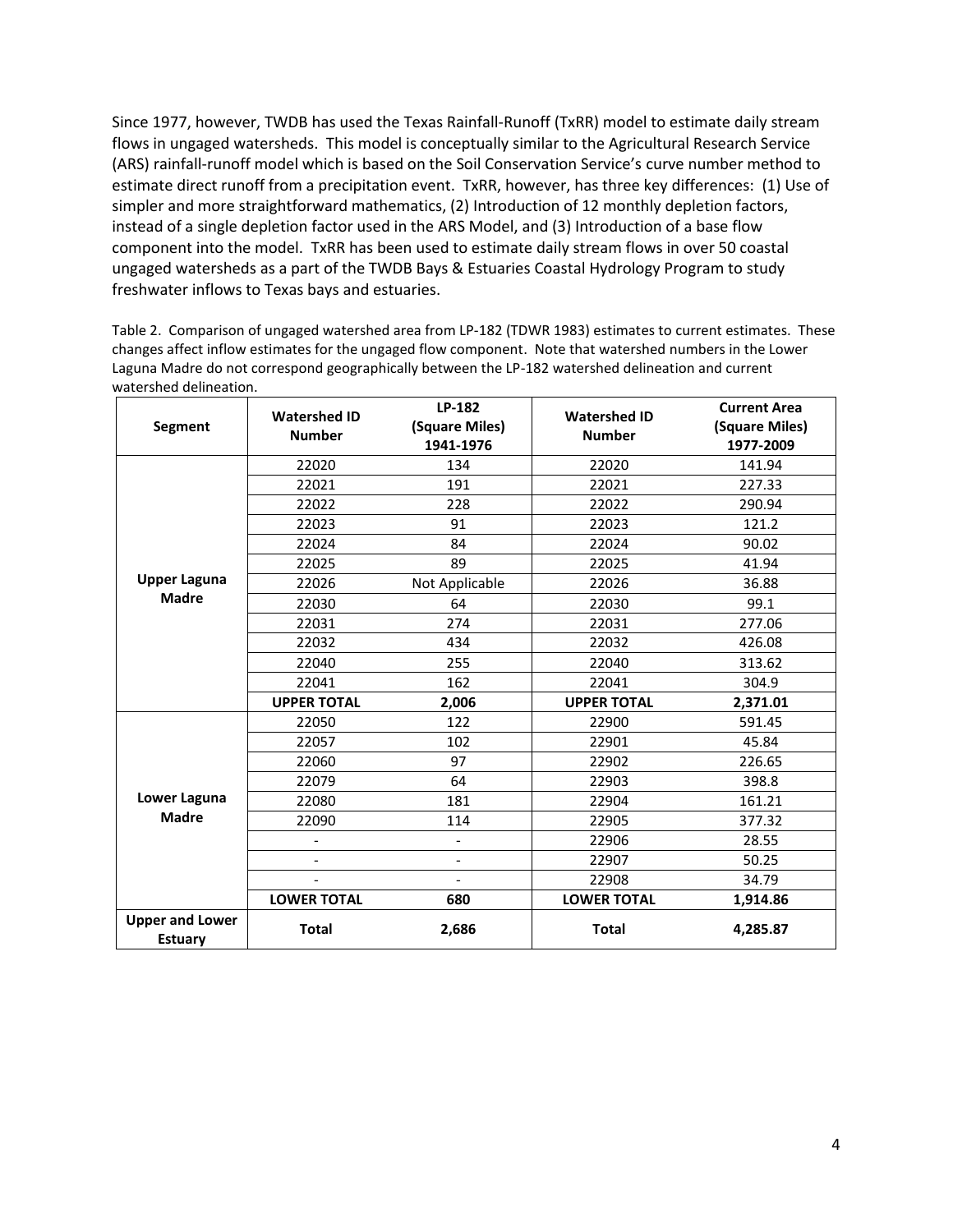Since 1977, however, TWDB has used the Texas Rainfall-Runoff (TxRR) model to estimate daily stream flows in ungaged watersheds. This model is conceptually similar to the Agricultural Research Service (ARS) rainfall-runoff model which is based on the Soil Conservation Service's curve number method to estimate direct runoff from a precipitation event. TxRR, however, has three key differences: (1) Use of simpler and more straightforward mathematics, (2) Introduction of 12 monthly depletion factors, instead of a single depletion factor used in the ARS Model, and (3) Introduction of a base flow component into the model. TxRR has been used to estimate daily stream flows in over 50 coastal ungaged watersheds as a part of the TWDB Bays & Estuaries Coastal Hydrology Program to study freshwater inflows to Texas bays and estuaries.

Table 2. Comparison of ungaged watershed area from LP-182 (TDWR 1983) estimates to current estimates. These changes affect inflow estimates for the ungaged flow component. Note that watershed numbers in the Lower Laguna Madre do not correspond geographically between the LP-182 watershed delineation and current watershed delineation.

| Segment | Watershed ID Number | LP-182 (Square Miles) 1941-1976 | Watershed ID Number | Current Area (Square Miles) 1977-2009 |
|---|---|---|---|---|
| Upper Laguna Madre | 22020 | 134 | 22020 | 141.94 |
| | 22021 | 191 | 22021 | 227.33 |
| | 22022 | 228 | 22022 | 290.94 |
| | 22023 | 91 | 22023 | 121.2 |
| | 22024 | 84 | 22024 | 90.02 |
| | 22025 | 89 | 22025 | 41.94 |
| | 22026 | Not Applicable | 22026 | 36.88 |
| | 22030 | 64 | 22030 | 99.1 |
| | 22031 | 274 | 22031 | 277.06 |
| | 22032 | 434 | 22032 | 426.08 |
| | 22040 | 255 | 22040 | 313.62 |
| | 22041 | 162 | 22041 | 304.9 |
| | **UPPER TOTAL** | **2,006** | **UPPER TOTAL** | **2,371.01** |
| Lower Laguna Madre | 22050 | 122 | 22900 | 591.45 |
| | 22057 | 102 | 22901 | 45.84 |
| | 22060 | 97 | 22902 | 226.65 |
| | 22079 | 64 | 22903 | 398.8 |
| | 22080 | 181 | 22904 | 161.21 |
| | 22090 | 114 | 22905 | 377.32 |
| | - | - | 22906 | 28.55 |
| | - | - | 22907 | 50.25 |
| | - | - | 22908 | 34.79 |
| | **LOWER TOTAL** | **680** | **LOWER TOTAL** | **1,914.86** |
| **Upper and Lower Estuary** | **Total** | **2,686** | **Total** | **4,285.87** |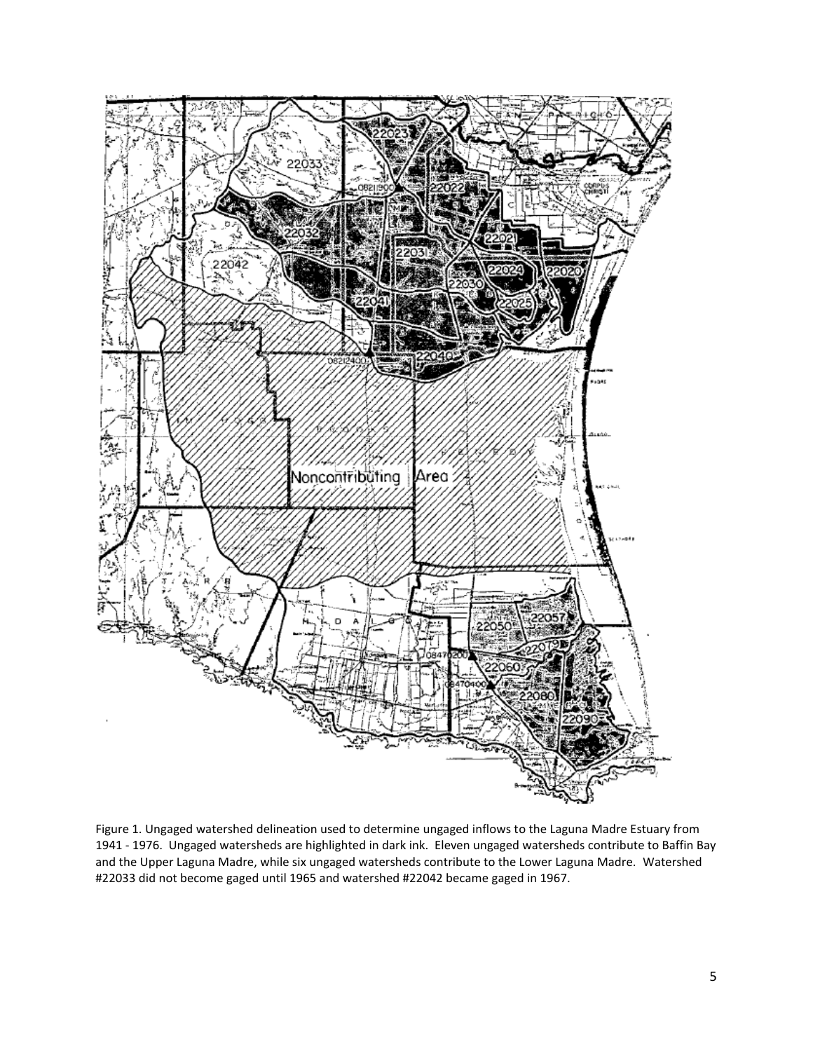Figure 1. Ungaged watershed delineation used to determine ungaged inflows to the Laguna Madre Estuary from 1941 - 1976. Ungaged watersheds are highlighted in dark ink. Eleven ungaged watersheds contribute to Baffin Bay and the Upper Laguna Madre, while six ungaged watersheds contribute to the Lower Laguna Madre. Watershed #22033 did not become gaged until 1965 and watershed #22042 became gaged in 1967.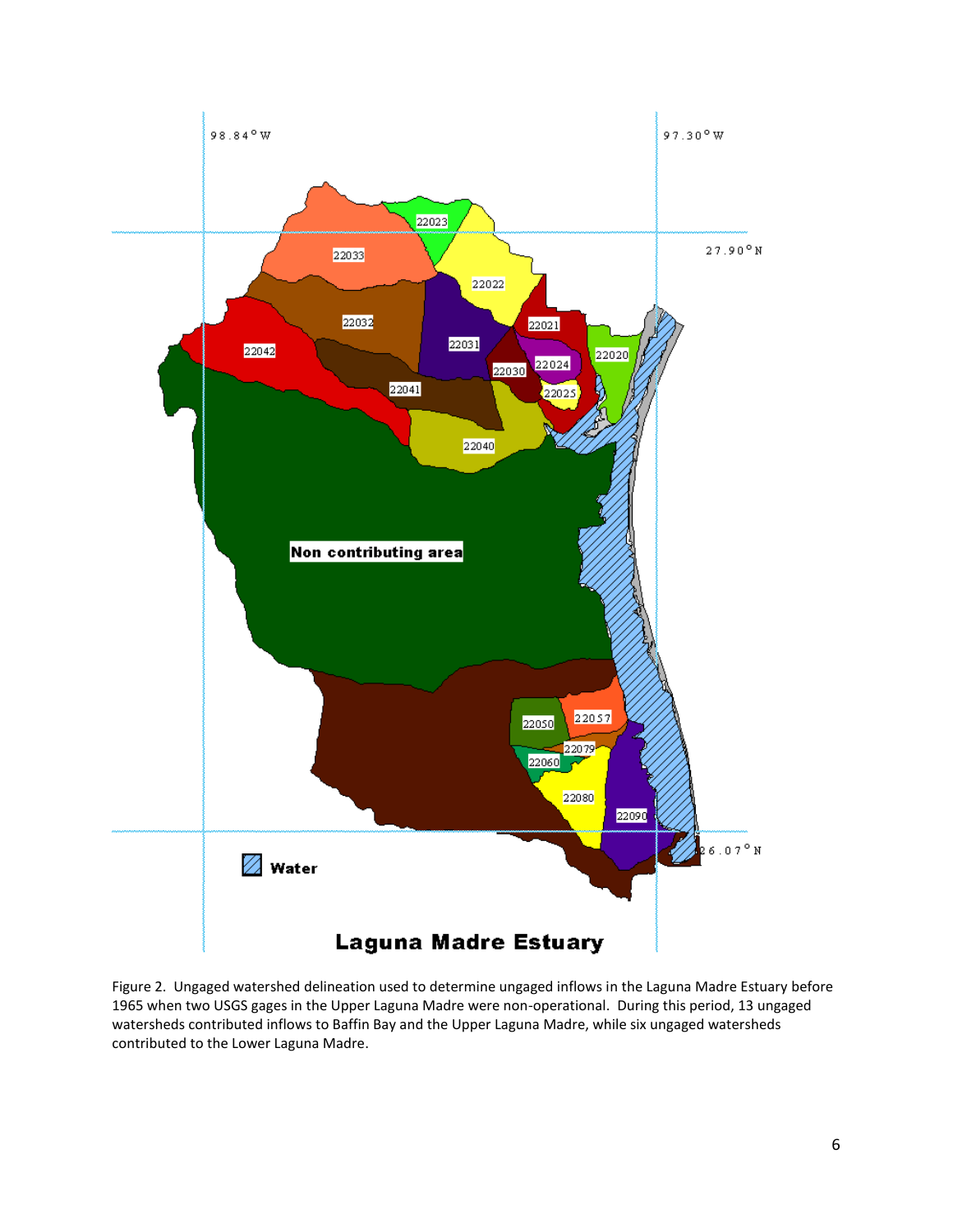Figure 2. Ungaged watershed delineation used to determine ungaged inflows in the Laguna Madre Estuary before 1965 when two USGS gages in the Upper Laguna Madre were non-operational. During this period, 13 ungaged watersheds contributed inflows to Baffin Bay and the Upper Laguna Madre, while six ungaged watersheds contributed to the Lower Laguna Madre.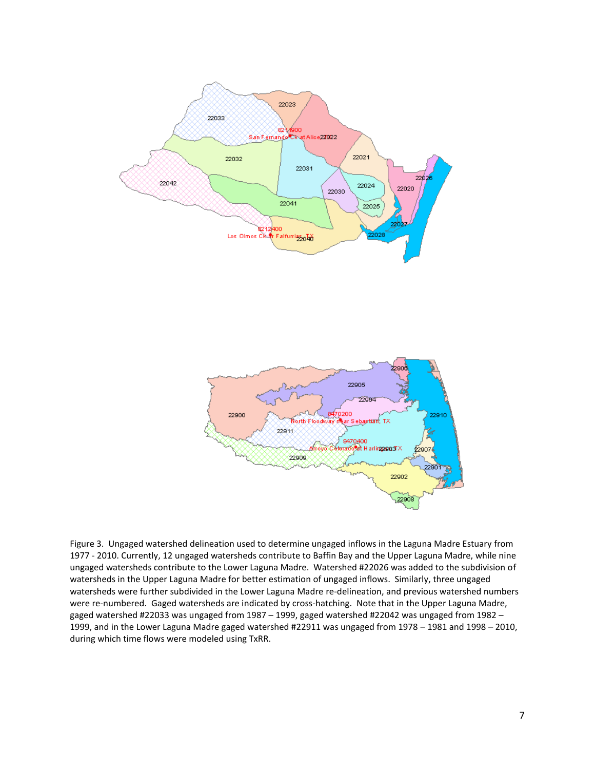Figure 3. Ungaged watershed delineation used to determine ungaged inflows in the Laguna Madre Estuary from 1977 - 2010. Currently, 12 ungaged watersheds contribute to Baffin Bay and the Upper Laguna Madre, while nine ungaged watersheds contribute to the Lower Laguna Madre. Watershed #22026 was added to the subdivision of watersheds in the Upper Laguna Madre for better estimation of ungaged inflows. Similarly, three ungaged watersheds were further subdivided in the Lower Laguna Madre re-delineation, and previous watershed numbers were re-numbered. Gaged watersheds are indicated by cross-hatching. Note that in the Upper Laguna Madre, gaged watershed #22033 was ungaged from 1987 – 1999, gaged watershed #22042 was ungaged from 1982 – 1999, and in the Lower Laguna Madre gaged watershed #22911 was ungaged from 1978 – 1981 and 1998 – 2010, during which time flows were modeled using TxRR.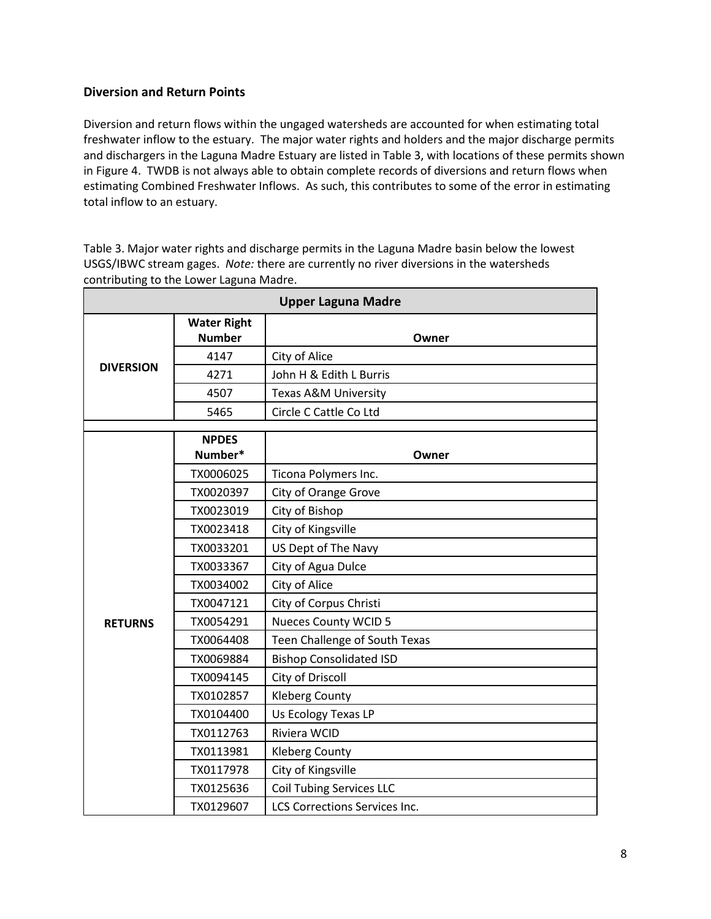## Diversion and Return Points

Diversion and return flows within the ungaged watersheds are accounted for when estimating total freshwater inflow to the estuary. The major water rights and holders and the major discharge permits and dischargers in the Laguna Madre Estuary are listed in Table 3, with locations of these permits shown in Figure 4. TWDB is not always able to obtain complete records of diversions and return flows when estimating Combined Freshwater Inflows. As such, this contributes to some of the error in estimating total inflow to an estuary.

Table 3. Major water rights and discharge permits in the Laguna Madre basin below the lowest USGS/IBWC stream gages. *Note:* there are currently no river diversions in the watersheds contributing to the Lower Laguna Madre.

| Upper Laguna Madre | | |
|---|---|---|
| | **Water Right Number** | **Owner** |
| **DIVERSION** | 4147 | City of Alice |
| | 4271 | John H & Edith L Burris |
| | 4507 | Texas A&M University |
| | 5465 | Circle C Cattle Co Ltd |
| | | |
| | **NPDES Number*** | **Owner** |
| **RETURNS** | TX0006025 | Ticona Polymers Inc. |
| | TX0020397 | City of Orange Grove |
| | TX0023019 | City of Bishop |
| | TX0023418 | City of Kingsville |
| | TX0033201 | US Dept of The Navy |
| | TX0033367 | City of Agua Dulce |
| | TX0034002 | City of Alice |
| | TX0047121 | City of Corpus Christi |
| | TX0054291 | Nueces County WCID 5 |
| | TX0064408 | Teen Challenge of South Texas |
| | TX0069884 | Bishop Consolidated ISD |
| | TX0094145 | City of Driscoll |
| | TX0102857 | Kleberg County |
| | TX0104400 | Us Ecology Texas LP |
| | TX0112763 | Riviera WCID |
| | TX0113981 | Kleberg County |
| | TX0117978 | City of Kingsville |
| | TX0125636 | Coil Tubing Services LLC |
| | TX0129607 | LCS Corrections Services Inc. |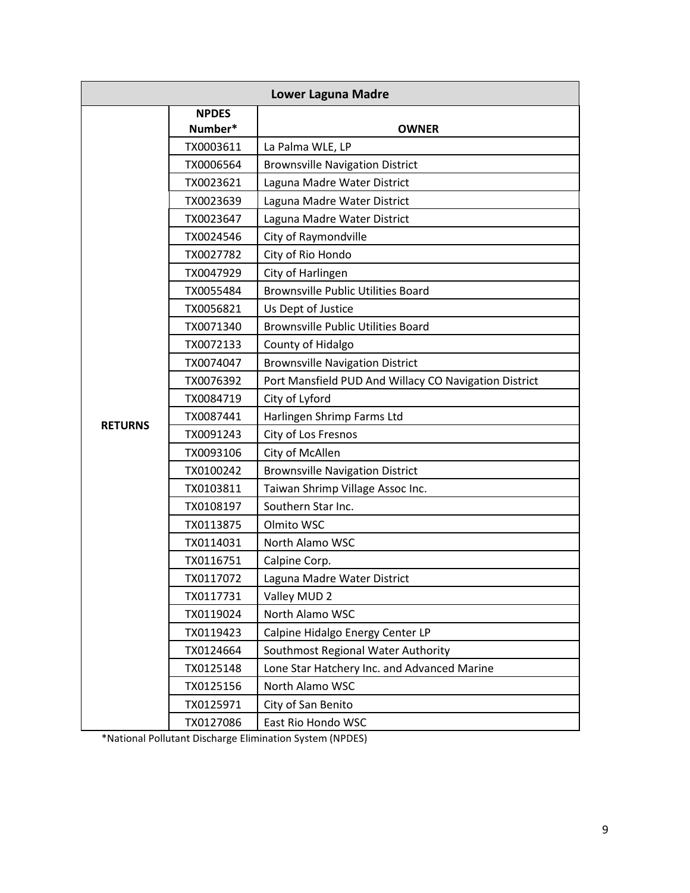| Lower Laguna Madre | | |
|---|---|---|
| | **NPDES Number*** | **OWNER** |
| **RETURNS** | TX0003611 | La Palma WLE, LP |
| | TX0006564 | Brownsville Navigation District |
| | TX0023621 | Laguna Madre Water District |
| | TX0023639 | Laguna Madre Water District |
| | TX0023647 | Laguna Madre Water District |
| | TX0024546 | City of Raymondville |
| | TX0027782 | City of Rio Hondo |
| | TX0047929 | City of Harlingen |
| | TX0055484 | Brownsville Public Utilities Board |
| | TX0056821 | Us Dept of Justice |
| | TX0071340 | Brownsville Public Utilities Board |
| | TX0072133 | County of Hidalgo |
| | TX0074047 | Brownsville Navigation District |
| | TX0076392 | Port Mansfield PUD And Willacy CO Navigation District |
| | TX0084719 | City of Lyford |
| | TX0087441 | Harlingen Shrimp Farms Ltd |
| | TX0091243 | City of Los Fresnos |
| | TX0093106 | City of McAllen |
| | TX0100242 | Brownsville Navigation District |
| | TX0103811 | Taiwan Shrimp Village Assoc Inc. |
| | TX0108197 | Southern Star Inc. |
| | TX0113875 | Olmito WSC |
| | TX0114031 | North Alamo WSC |
| | TX0116751 | Calpine Corp. |
| | TX0117072 | Laguna Madre Water District |
| | TX0117731 | Valley MUD 2 |
| | TX0119024 | North Alamo WSC |
| | TX0119423 | Calpine Hidalgo Energy Center LP |
| | TX0124664 | Southmost Regional Water Authority |
| | TX0125148 | Lone Star Hatchery Inc. and Advanced Marine |
| | TX0125156 | North Alamo WSC |
| | TX0125971 | City of San Benito |
| | TX0127086 | East Rio Hondo WSC |

*National Pollutant Discharge Elimination System (NPDES)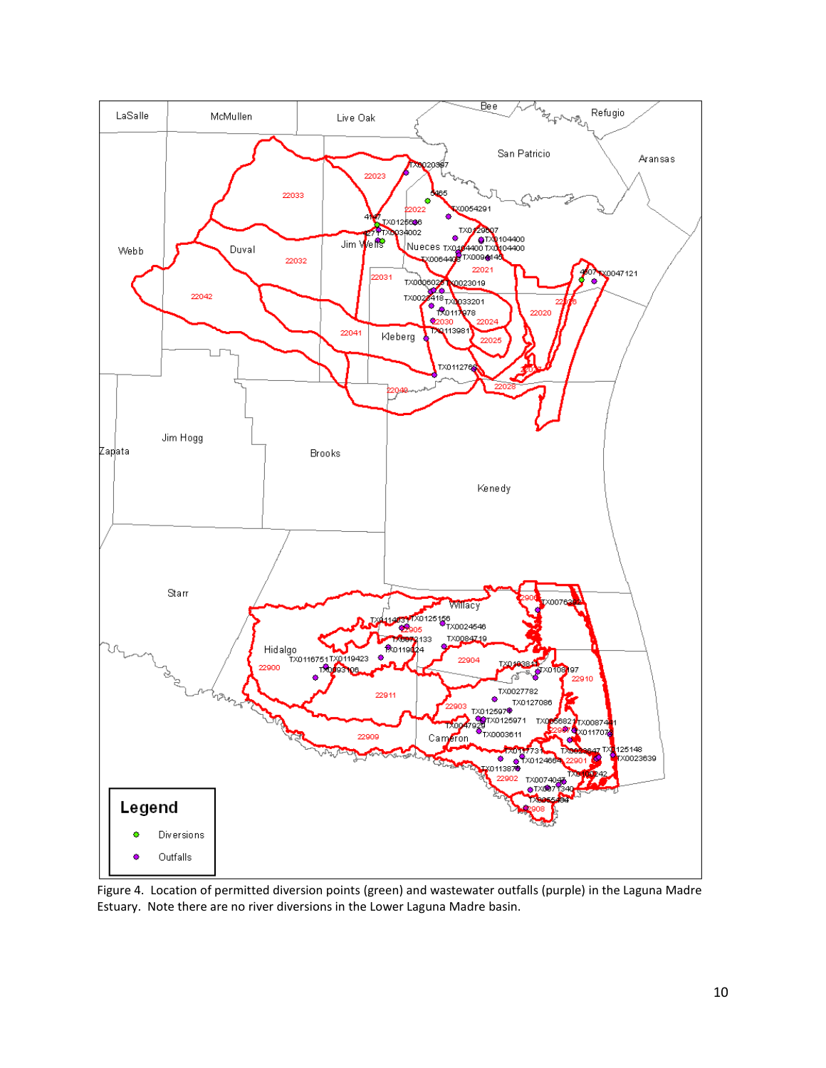Figure 4. Location of permitted diversion points (green) and wastewater outfalls (purple) in the Laguna Madre Estuary. Note there are no river diversions in the Lower Laguna Madre basin.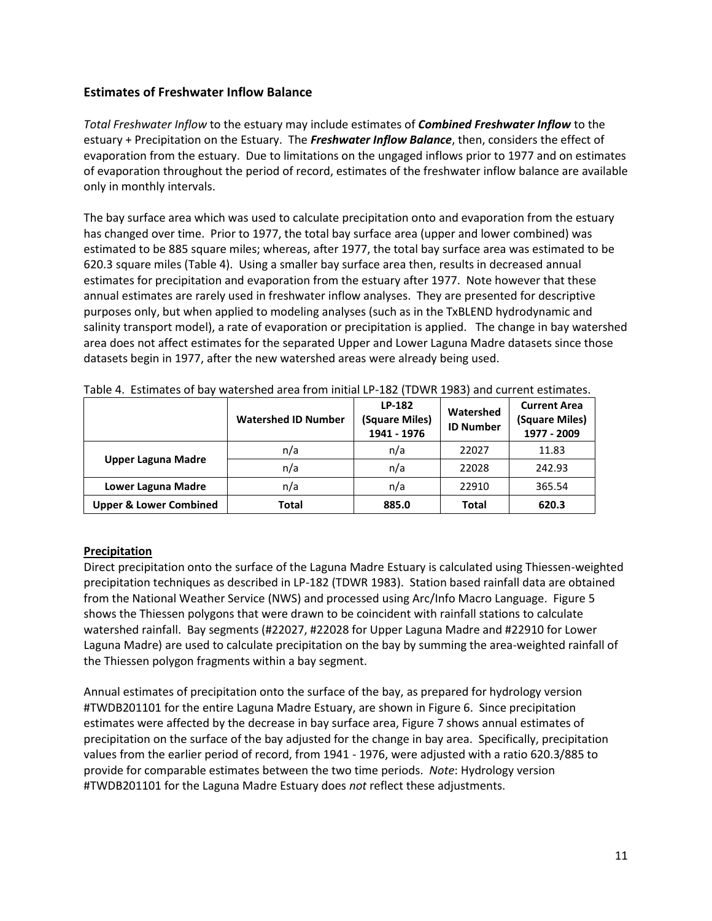## Estimates of Freshwater Inflow Balance

*Total Freshwater Inflow* to the estuary may include estimates of ***Combined Freshwater Inflow*** to the estuary + Precipitation on the Estuary. The ***Freshwater Inflow Balance***, then, considers the effect of evaporation from the estuary. Due to limitations on the ungaged inflows prior to 1977 and on estimates of evaporation throughout the period of record, estimates of the freshwater inflow balance are available only in monthly intervals.

The bay surface area which was used to calculate precipitation onto and evaporation from the estuary has changed over time. Prior to 1977, the total bay surface area (upper and lower combined) was estimated to be 885 square miles; whereas, after 1977, the total bay surface area was estimated to be 620.3 square miles (Table 4). Using a smaller bay surface area then, results in decreased annual estimates for precipitation and evaporation from the estuary after 1977. Note however that these annual estimates are rarely used in freshwater inflow analyses. They are presented for descriptive purposes only, but when applied to modeling analyses (such as in the TxBLEND hydrodynamic and salinity transport model), a rate of evaporation or precipitation is applied. The change in bay watershed area does not affect estimates for the separated Upper and Lower Laguna Madre datasets since those datasets begin in 1977, after the new watershed areas were already being used.

Table 4. Estimates of bay watershed area from initial LP-182 (TDWR 1983) and current estimates.

| | Watershed ID Number | LP-182 (Square Miles) 1941 - 1976 | Watershed ID Number | Current Area (Square Miles) 1977 - 2009 |
|---|---|---|---|---|
| **Upper Laguna Madre** | n/a | n/a | 22027 | 11.83 |
| | n/a | n/a | 22028 | 242.93 |
| **Lower Laguna Madre** | n/a | n/a | 22910 | 365.54 |
| **Upper & Lower Combined** | **Total** | **885.0** | **Total** | **620.3** |

### Precipitation

Direct precipitation onto the surface of the Laguna Madre Estuary is calculated using Thiessen-weighted precipitation techniques as described in LP-182 (TDWR 1983). Station based rainfall data are obtained from the National Weather Service (NWS) and processed using Arc/Info Macro Language. Figure 5 shows the Thiessen polygons that were drawn to be coincident with rainfall stations to calculate watershed rainfall. Bay segments (#22027, #22028 for Upper Laguna Madre and #22910 for Lower Laguna Madre) are used to calculate precipitation on the bay by summing the area-weighted rainfall of the Thiessen polygon fragments within a bay segment.

Annual estimates of precipitation onto the surface of the bay, as prepared for hydrology version #TWDB201101 for the entire Laguna Madre Estuary, are shown in Figure 6. Since precipitation estimates were affected by the decrease in bay surface area, Figure 7 shows annual estimates of precipitation on the surface of the bay adjusted for the change in bay area. Specifically, precipitation values from the earlier period of record, from 1941 - 1976, were adjusted with a ratio 620.3/885 to provide for comparable estimates between the two time periods. *Note*: Hydrology version #TWDB201101 for the Laguna Madre Estuary does *not* reflect these adjustments.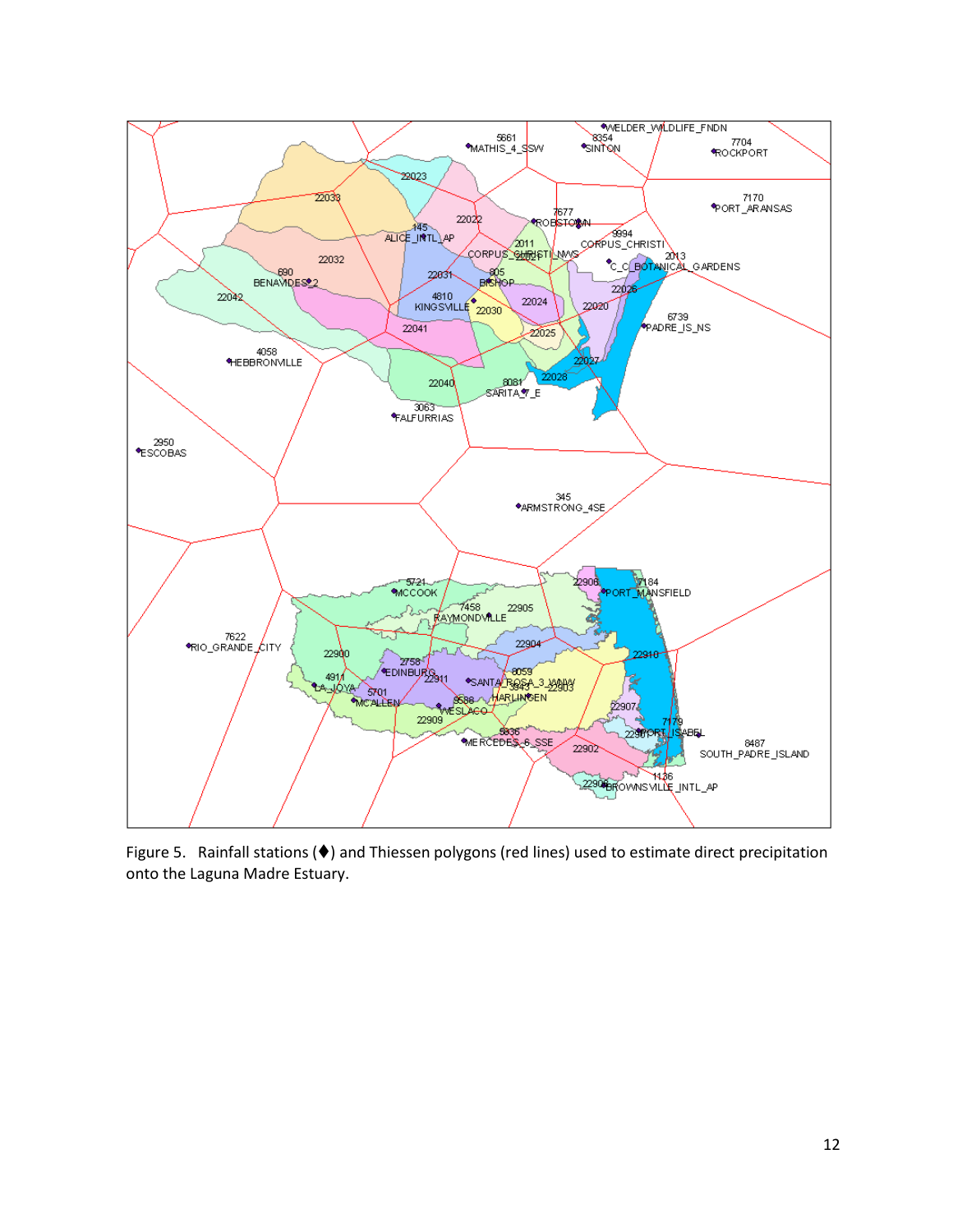Figure 5. Rainfall stations (♦) and Thiessen polygons (red lines) used to estimate direct precipitation onto the Laguna Madre Estuary.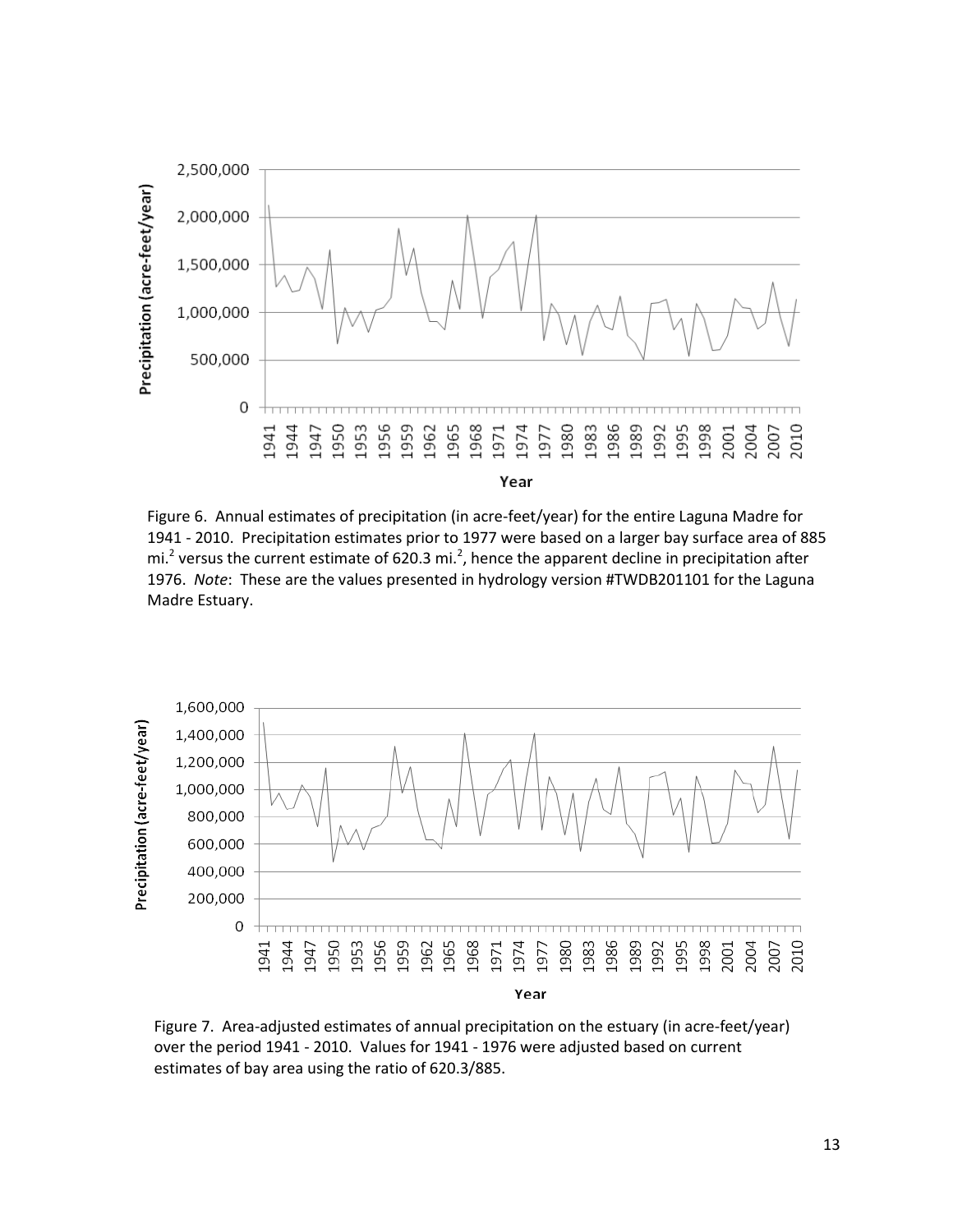Figure 6. Annual estimates of precipitation (in acre-feet/year) for the entire Laguna Madre for 1941 - 2010. Precipitation estimates prior to 1977 were based on a larger bay surface area of 885 mi.$^2$ versus the current estimate of 620.3 mi.$^2$, hence the apparent decline in precipitation after 1976. *Note*: These are the values presented in hydrology version #TWDB201101 for the Laguna Madre Estuary.

Figure 7. Area-adjusted estimates of annual precipitation on the estuary (in acre-feet/year) over the period 1941 - 2010. Values for 1941 - 1976 were adjusted based on current estimates of bay area using the ratio of 620.3/885.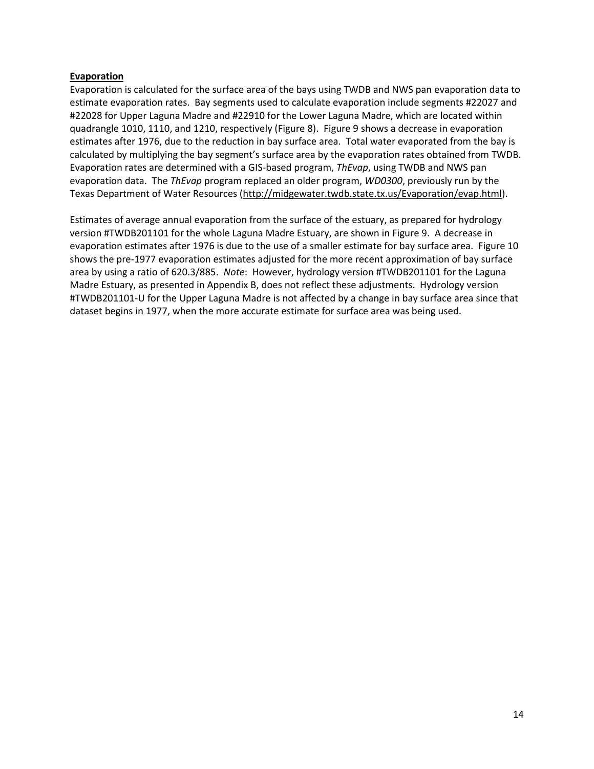**Evaporation**

Evaporation is calculated for the surface area of the bays using TWDB and NWS pan evaporation data to estimate evaporation rates. Bay segments used to calculate evaporation include segments #22027 and #22028 for Upper Laguna Madre and #22910 for the Lower Laguna Madre, which are located within quadrangle 1010, 1110, and 1210, respectively (Figure 8). Figure 9 shows a decrease in evaporation estimates after 1976, due to the reduction in bay surface area. Total water evaporated from the bay is calculated by multiplying the bay segment's surface area by the evaporation rates obtained from TWDB. Evaporation rates are determined with a GIS-based program, *ThEvap*, using TWDB and NWS pan evaporation data. The *ThEvap* program replaced an older program, *WD0300*, previously run by the Texas Department of Water Resources (http://midgewater.twdb.state.tx.us/Evaporation/evap.html).

Estimates of average annual evaporation from the surface of the estuary, as prepared for hydrology version #TWDB201101 for the whole Laguna Madre Estuary, are shown in Figure 9. A decrease in evaporation estimates after 1976 is due to the use of a smaller estimate for bay surface area. Figure 10 shows the pre-1977 evaporation estimates adjusted for the more recent approximation of bay surface area by using a ratio of 620.3/885. *Note*: However, hydrology version #TWDB201101 for the Laguna Madre Estuary, as presented in Appendix B, does not reflect these adjustments. Hydrology version #TWDB201101-U for the Upper Laguna Madre is not affected by a change in bay surface area since that dataset begins in 1977, when the more accurate estimate for surface area was being used.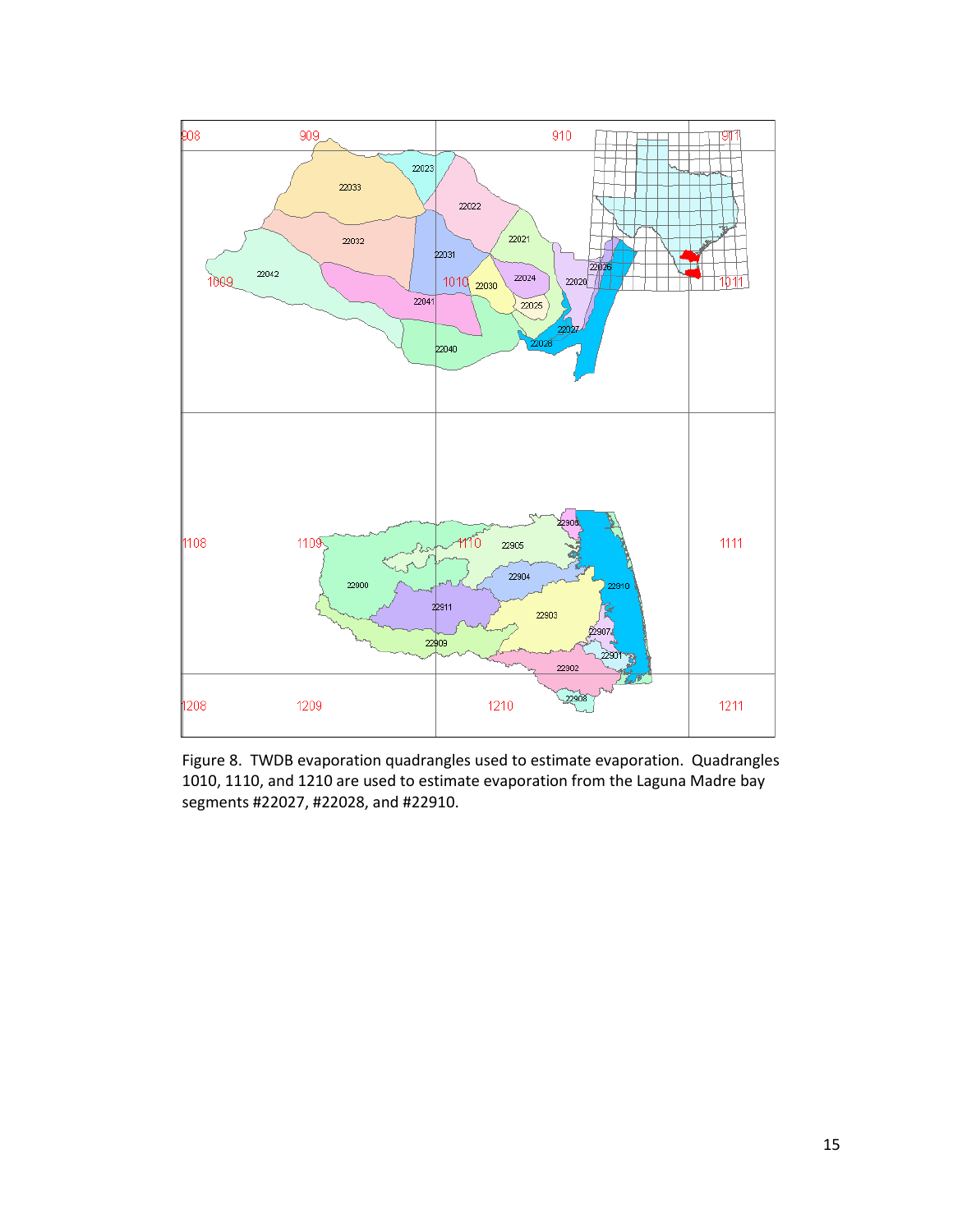Figure 8. TWDB evaporation quadrangles used to estimate evaporation. Quadrangles 1010, 1110, and 1210 are used to estimate evaporation from the Laguna Madre bay segments #22027, #22028, and #22910.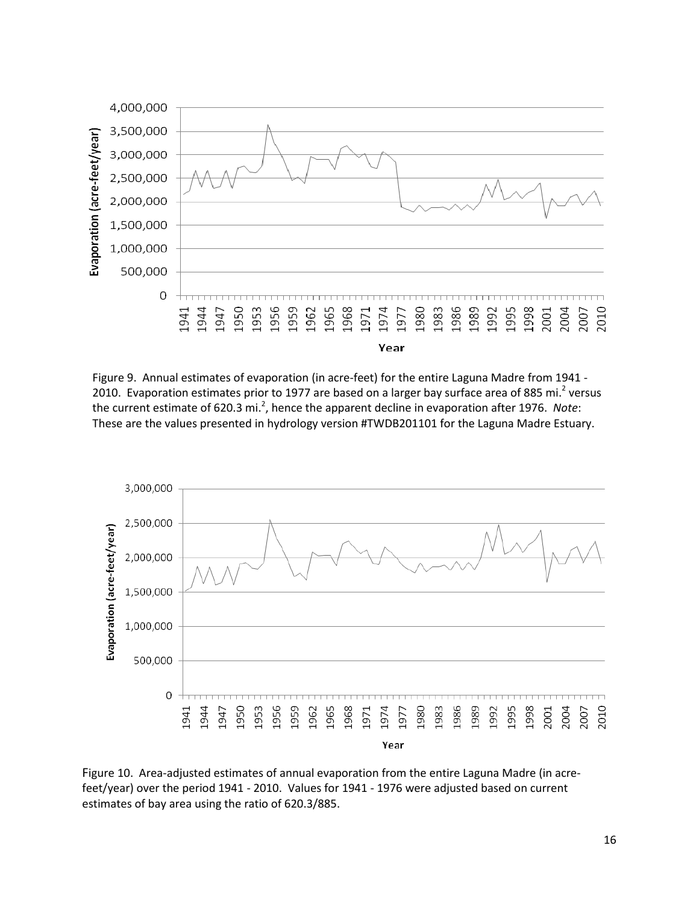Figure 9. Annual estimates of evaporation (in acre-feet) for the entire Laguna Madre from 1941 - 2010. Evaporation estimates prior to 1977 are based on a larger bay surface area of 885 mi.$^2$ versus the current estimate of 620.3 mi.$^2$, hence the apparent decline in evaporation after 1976. *Note*: These are the values presented in hydrology version #TWDB201101 for the Laguna Madre Estuary.

Figure 10. Area-adjusted estimates of annual evaporation from the entire Laguna Madre (in acre-feet/year) over the period 1941 - 2010. Values for 1941 - 1976 were adjusted based on current estimates of bay area using the ratio of 620.3/885.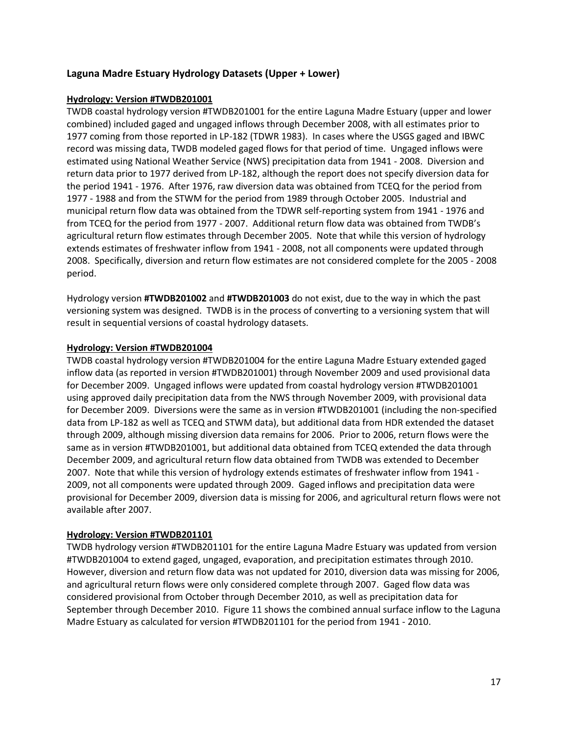## Laguna Madre Estuary Hydrology Datasets (Upper + Lower)

### Hydrology: Version #TWDB201001

TWDB coastal hydrology version #TWDB201001 for the entire Laguna Madre Estuary (upper and lower combined) included gaged and ungaged inflows through December 2008, with all estimates prior to 1977 coming from those reported in LP-182 (TDWR 1983). In cases where the USGS gaged and IBWC record was missing data, TWDB modeled gaged flows for that period of time. Ungaged inflows were estimated using National Weather Service (NWS) precipitation data from 1941 - 2008. Diversion and return data prior to 1977 derived from LP-182, although the report does not specify diversion data for the period 1941 - 1976. After 1976, raw diversion data was obtained from TCEQ for the period from 1977 - 1988 and from the STWM for the period from 1989 through October 2005. Industrial and municipal return flow data was obtained from the TDWR self-reporting system from 1941 - 1976 and from TCEQ for the period from 1977 - 2007. Additional return flow data was obtained from TWDB's agricultural return flow estimates through December 2005. Note that while this version of hydrology extends estimates of freshwater inflow from 1941 - 2008, not all components were updated through 2008. Specifically, diversion and return flow estimates are not considered complete for the 2005 - 2008 period.

Hydrology version **#TWDB201002** and **#TWDB201003** do not exist, due to the way in which the past versioning system was designed. TWDB is in the process of converting to a versioning system that will result in sequential versions of coastal hydrology datasets.

### Hydrology: Version #TWDB201004

TWDB coastal hydrology version #TWDB201004 for the entire Laguna Madre Estuary extended gaged inflow data (as reported in version #TWDB201001) through November 2009 and used provisional data for December 2009. Ungaged inflows were updated from coastal hydrology version #TWDB201001 using approved daily precipitation data from the NWS through November 2009, with provisional data for December 2009. Diversions were the same as in version #TWDB201001 (including the non-specified data from LP-182 as well as TCEQ and STWM data), but additional data from HDR extended the dataset through 2009, although missing diversion data remains for 2006. Prior to 2006, return flows were the same as in version #TWDB201001, but additional data obtained from TCEQ extended the data through December 2009, and agricultural return flow data obtained from TWDB was extended to December 2007. Note that while this version of hydrology extends estimates of freshwater inflow from 1941 - 2009, not all components were updated through 2009. Gaged inflows and precipitation data were provisional for December 2009, diversion data is missing for 2006, and agricultural return flows were not available after 2007.

### Hydrology: Version #TWDB201101

TWDB hydrology version #TWDB201101 for the entire Laguna Madre Estuary was updated from version #TWDB201004 to extend gaged, ungaged, evaporation, and precipitation estimates through 2010. However, diversion and return flow data was not updated for 2010, diversion data was missing for 2006, and agricultural return flows were only considered complete through 2007. Gaged flow data was considered provisional from October through December 2010, as well as precipitation data for September through December 2010. Figure 11 shows the combined annual surface inflow to the Laguna Madre Estuary as calculated for version #TWDB201101 for the period from 1941 - 2010.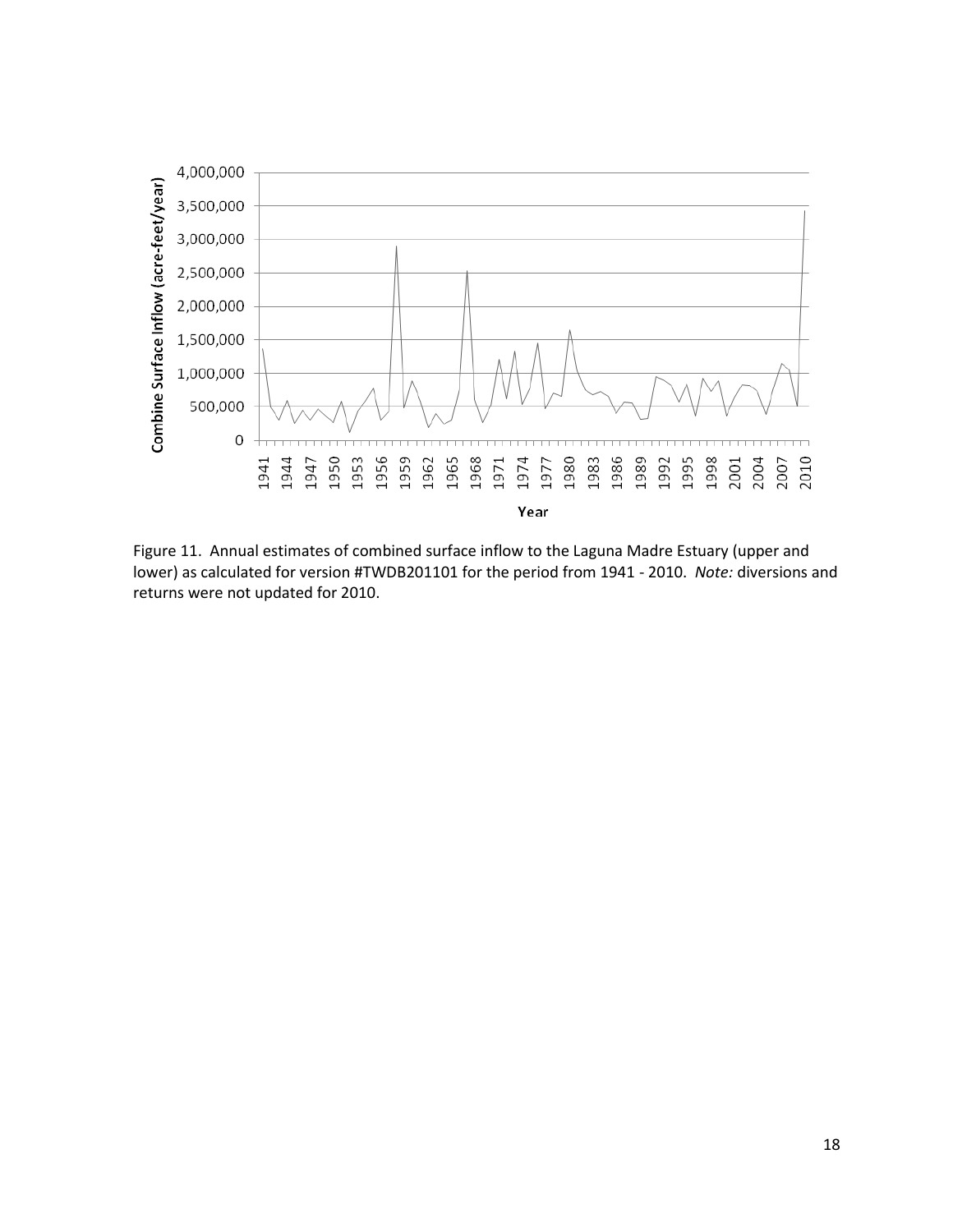Figure 11. Annual estimates of combined surface inflow to the Laguna Madre Estuary (upper and lower) as calculated for version #TWDB201101 for the period from 1941 - 2010. *Note:* diversions and returns were not updated for 2010.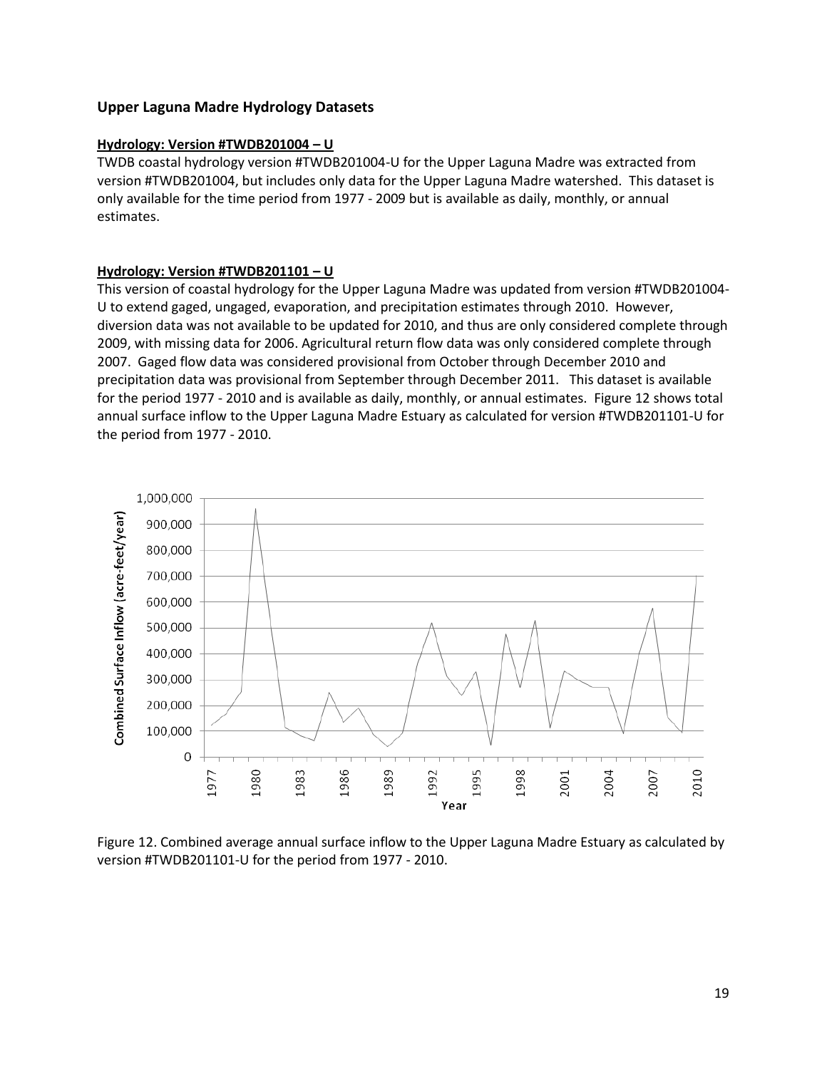## Upper Laguna Madre Hydrology Datasets

**Hydrology: Version #TWDB201004 – U**

TWDB coastal hydrology version #TWDB201004-U for the Upper Laguna Madre was extracted from version #TWDB201004, but includes only data for the Upper Laguna Madre watershed. This dataset is only available for the time period from 1977 - 2009 but is available as daily, monthly, or annual estimates.

**Hydrology: Version #TWDB201101 – U**

This version of coastal hydrology for the Upper Laguna Madre was updated from version #TWDB201004-U to extend gaged, ungaged, evaporation, and precipitation estimates through 2010. However, diversion data was not available to be updated for 2010, and thus are only considered complete through 2009, with missing data for 2006. Agricultural return flow data was only considered complete through 2007. Gaged flow data was considered provisional from October through December 2010 and precipitation data was provisional from September through December 2011. This dataset is available for the period 1977 - 2010 and is available as daily, monthly, or annual estimates. Figure 12 shows total annual surface inflow to the Upper Laguna Madre Estuary as calculated for version #TWDB201101-U for the period from 1977 - 2010.

Figure 12. Combined average annual surface inflow to the Upper Laguna Madre Estuary as calculated by version #TWDB201101-U for the period from 1977 - 2010.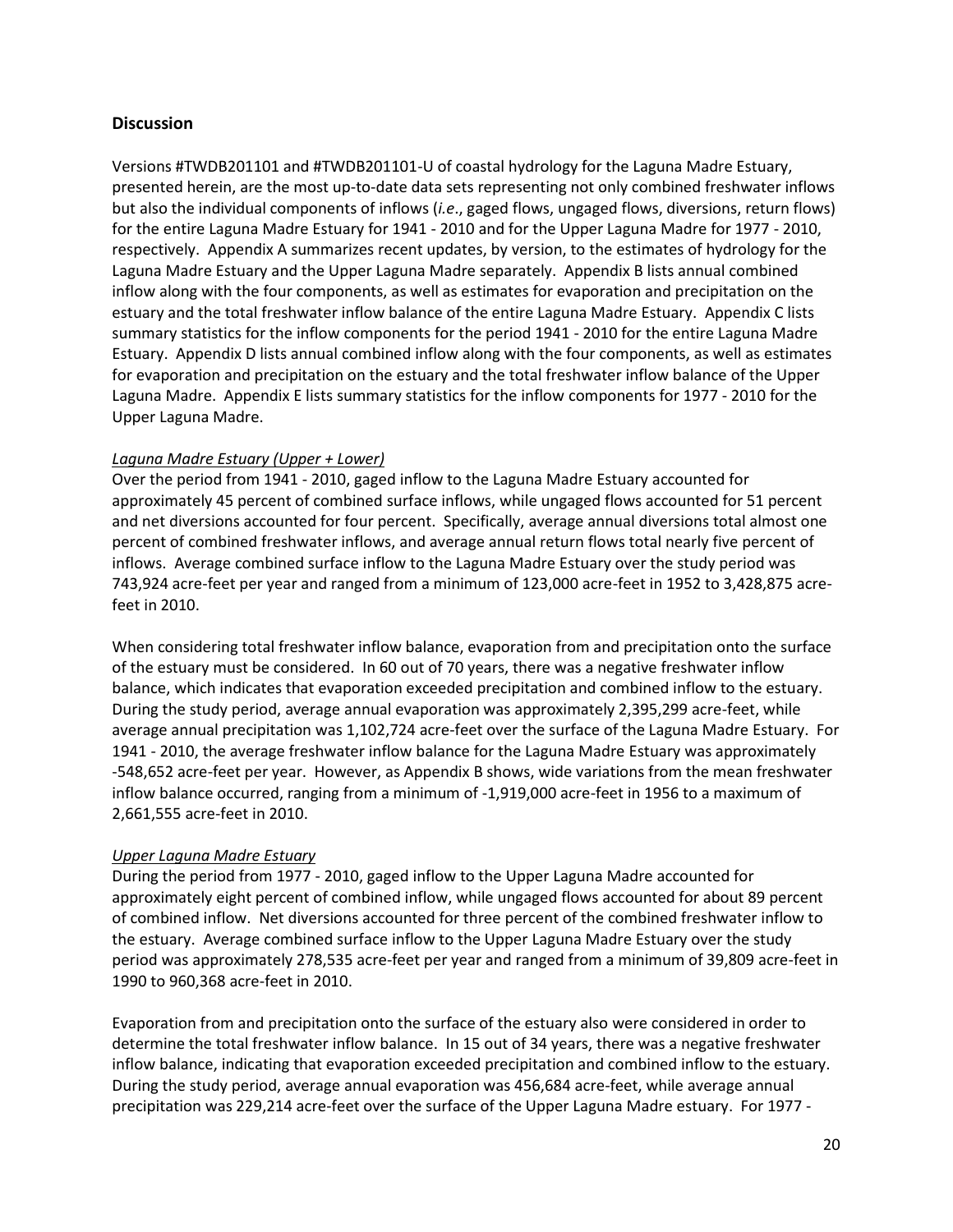## Discussion

Versions #TWDB201101 and #TWDB201101-U of coastal hydrology for the Laguna Madre Estuary, presented herein, are the most up-to-date data sets representing not only combined freshwater inflows but also the individual components of inflows (*i.e*., gaged flows, ungaged flows, diversions, return flows) for the entire Laguna Madre Estuary for 1941 - 2010 and for the Upper Laguna Madre for 1977 - 2010, respectively. Appendix A summarizes recent updates, by version, to the estimates of hydrology for the Laguna Madre Estuary and the Upper Laguna Madre separately. Appendix B lists annual combined inflow along with the four components, as well as estimates for evaporation and precipitation on the estuary and the total freshwater inflow balance of the entire Laguna Madre Estuary. Appendix C lists summary statistics for the inflow components for the period 1941 - 2010 for the entire Laguna Madre Estuary. Appendix D lists annual combined inflow along with the four components, as well as estimates for evaporation and precipitation on the estuary and the total freshwater inflow balance of the Upper Laguna Madre. Appendix E lists summary statistics for the inflow components for 1977 - 2010 for the Upper Laguna Madre.

*Laguna Madre Estuary (Upper + Lower)*

Over the period from 1941 - 2010, gaged inflow to the Laguna Madre Estuary accounted for approximately 45 percent of combined surface inflows, while ungaged flows accounted for 51 percent and net diversions accounted for four percent. Specifically, average annual diversions total almost one percent of combined freshwater inflows, and average annual return flows total nearly five percent of inflows. Average combined surface inflow to the Laguna Madre Estuary over the study period was 743,924 acre-feet per year and ranged from a minimum of 123,000 acre-feet in 1952 to 3,428,875 acre-feet in 2010.

When considering total freshwater inflow balance, evaporation from and precipitation onto the surface of the estuary must be considered. In 60 out of 70 years, there was a negative freshwater inflow balance, which indicates that evaporation exceeded precipitation and combined inflow to the estuary. During the study period, average annual evaporation was approximately 2,395,299 acre-feet, while average annual precipitation was 1,102,724 acre-feet over the surface of the Laguna Madre Estuary. For 1941 - 2010, the average freshwater inflow balance for the Laguna Madre Estuary was approximately -548,652 acre-feet per year. However, as Appendix B shows, wide variations from the mean freshwater inflow balance occurred, ranging from a minimum of -1,919,000 acre-feet in 1956 to a maximum of 2,661,555 acre-feet in 2010.

*Upper Laguna Madre Estuary*

During the period from 1977 - 2010, gaged inflow to the Upper Laguna Madre accounted for approximately eight percent of combined inflow, while ungaged flows accounted for about 89 percent of combined inflow. Net diversions accounted for three percent of the combined freshwater inflow to the estuary. Average combined surface inflow to the Upper Laguna Madre Estuary over the study period was approximately 278,535 acre-feet per year and ranged from a minimum of 39,809 acre-feet in 1990 to 960,368 acre-feet in 2010.

Evaporation from and precipitation onto the surface of the estuary also were considered in order to determine the total freshwater inflow balance. In 15 out of 34 years, there was a negative freshwater inflow balance, indicating that evaporation exceeded precipitation and combined inflow to the estuary. During the study period, average annual evaporation was 456,684 acre-feet, while average annual precipitation was 229,214 acre-feet over the surface of the Upper Laguna Madre estuary. For 1977 -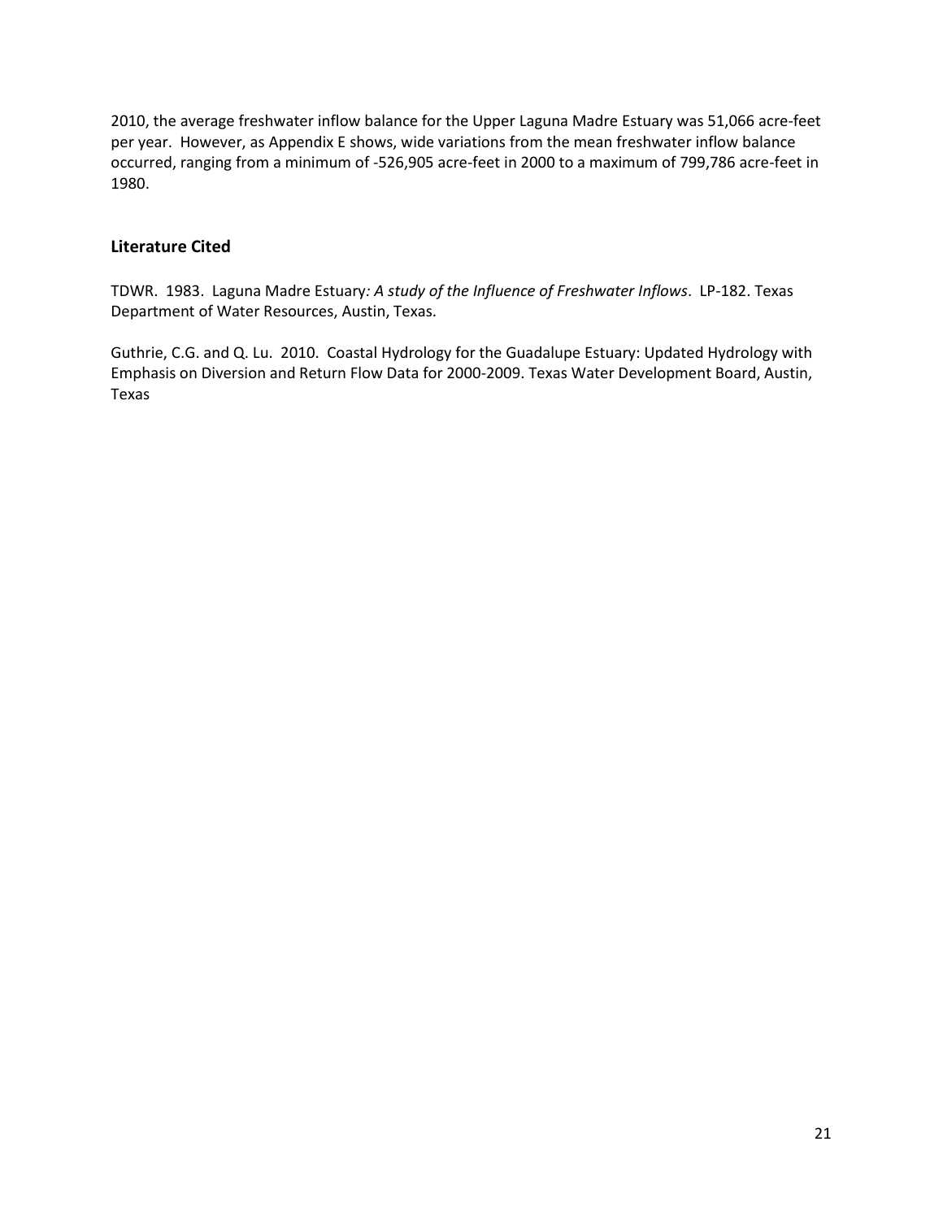2010, the average freshwater inflow balance for the Upper Laguna Madre Estuary was 51,066 acre-feet per year. However, as Appendix E shows, wide variations from the mean freshwater inflow balance occurred, ranging from a minimum of -526,905 acre-feet in 2000 to a maximum of 799,786 acre-feet in 1980.

## Literature Cited

TDWR. 1983. Laguna Madre Estuary*: A study of the Influence of Freshwater Inflows*. LP-182. Texas Department of Water Resources, Austin, Texas.

Guthrie, C.G. and Q. Lu. 2010. Coastal Hydrology for the Guadalupe Estuary: Updated Hydrology with Emphasis on Diversion and Return Flow Data for 2000-2009. Texas Water Development Board, Austin, Texas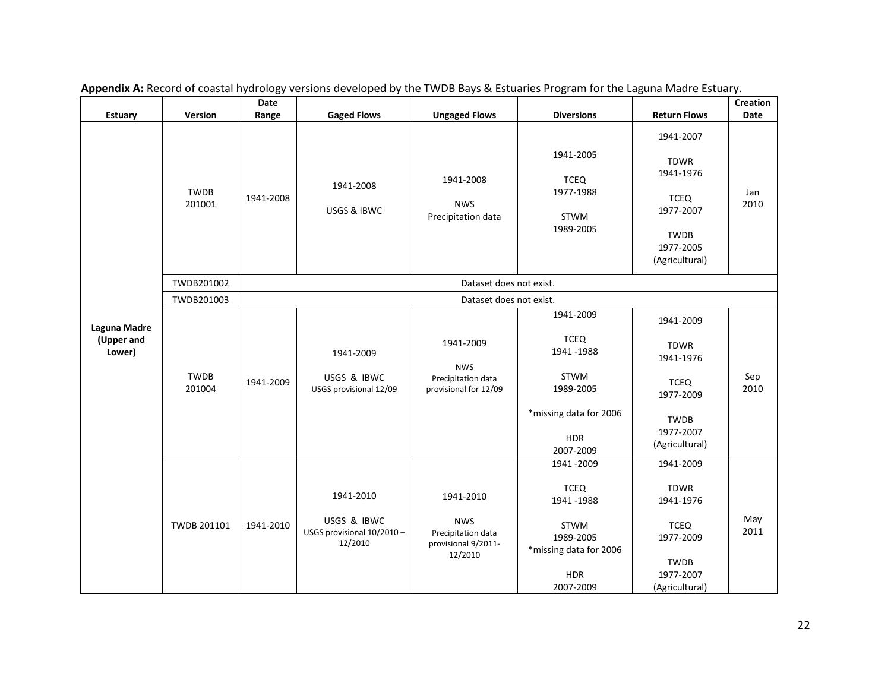**Appendix A:** Record of coastal hydrology versions developed by the TWDB Bays & Estuaries Program for the Laguna Madre Estuary.

| Estuary | Version | Date Range | Gaged Flows | Ungaged Flows | Diversions | Return Flows | Creation Date |
|---|---|---|---|---|---|---|---|
| Laguna Madre (Upper and Lower) | TWDB 201001 | 1941-2008 | 1941-2008<br><br>USGS & IBWC | 1941-2008<br><br>NWS<br>Precipitation data | 1941-2005<br><br>TCEQ<br>1977-1988<br><br>STWM<br>1989-2005 | 1941-2007<br><br>TDWR<br>1941-1976<br><br>TCEQ<br>1977-2007<br><br>TWDB<br>1977-2005<br>(Agricultural) | Jan 2010 |
| | TWDB201002 | Dataset does not exist. | | | | | |
| | TWDB201003 | Dataset does not exist. | | | | | |
| | TWDB 201004 | 1941-2009 | 1941-2009<br><br>USGS & IBWC<br>USGS provisional 12/09 | 1941-2009<br><br>NWS<br>Precipitation data provisional for 12/09 | 1941-2009<br><br>TCEQ<br>1941 -1988<br><br>STWM<br>1989-2005<br><br>*missing data for 2006<br><br>HDR<br>2007-2009 | 1941-2009<br><br>TDWR<br>1941-1976<br><br>TCEQ<br>1977-2009<br><br>TWDB<br>1977-2007<br>(Agricultural) | Sep 2010 |
| | TWDB 201101 | 1941-2010 | 1941-2010<br><br>USGS & IBWC<br>USGS provisional 10/2010 – 12/2010 | 1941-2010<br><br>NWS<br>Precipitation data provisional 9/2011-12/2010 | 1941 -2009<br><br>TCEQ<br>1941 -1988<br><br>STWM<br>1989-2005<br>*missing data for 2006<br><br>HDR<br>2007-2009 | 1941-2009<br><br>TDWR<br>1941-1976<br><br>TCEQ<br>1977-2009<br><br>TWDB<br>1977-2007<br>(Agricultural) | May 2011 |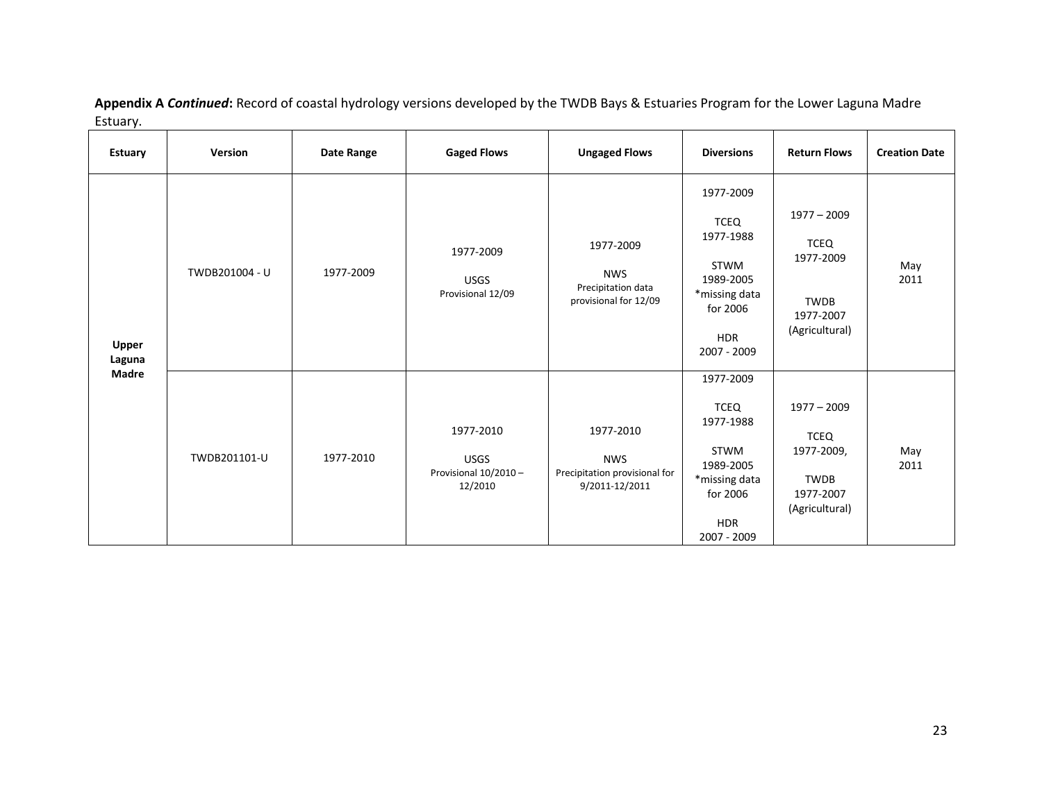**Appendix A *Continued*:** Record of coastal hydrology versions developed by the TWDB Bays & Estuaries Program for the Lower Laguna Madre Estuary.

| Estuary | Version | Date Range | Gaged Flows | Ungaged Flows | Diversions | Return Flows | Creation Date |
|---|---|---|---|---|---|---|---|
| Upper Laguna Madre | TWDB201004 - U | 1977-2009 | 1977-2009 USGS Provisional 12/09 | 1977-2009 NWS Precipitation data provisional for 12/09 | 1977-2009 TCEQ 1977-1988 STWM 1989-2005 *missing data for 2006 HDR 2007 - 2009 | 1977 – 2009 TCEQ 1977-2009 TWDB 1977-2007 (Agricultural) | May 2011 |
| | TWDB201101-U | 1977-2010 | 1977-2010 USGS Provisional 10/2010 – 12/2010 | 1977-2010 NWS Precipitation provisional for 9/2011-12/2011 | 1977-2009 TCEQ 1977-1988 STWM 1989-2005 *missing data for 2006 HDR 2007 - 2009 | 1977 – 2009 TCEQ 1977-2009, TWDB 1977-2007 (Agricultural) | May 2011 |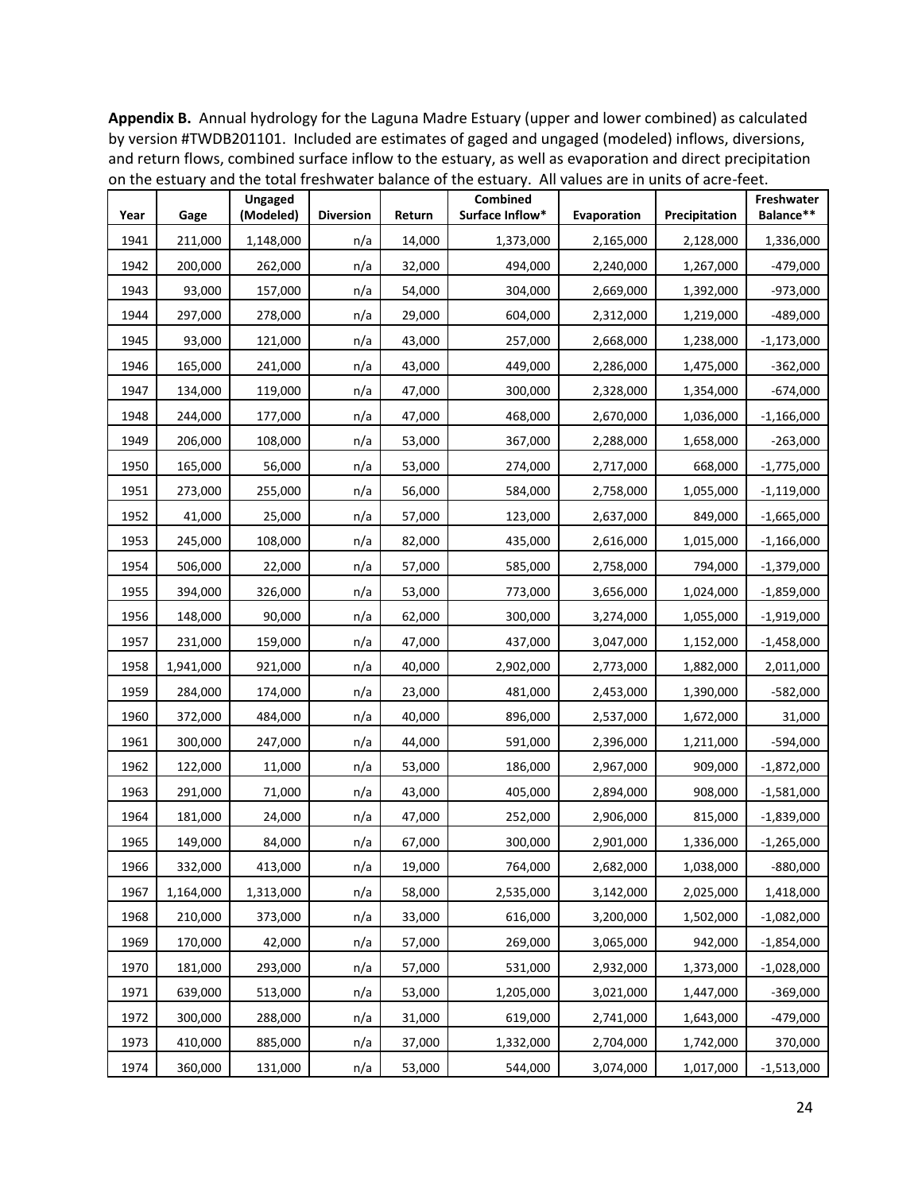**Appendix B.** Annual hydrology for the Laguna Madre Estuary (upper and lower combined) as calculated by version #TWDB201101. Included are estimates of gaged and ungaged (modeled) inflows, diversions, and return flows, combined surface inflow to the estuary, as well as evaporation and direct precipitation on the estuary and the total freshwater balance of the estuary. All values are in units of acre-feet.

| Year | Gage | Ungaged (Modeled) | Diversion | Return | Combined Surface Inflow* | Evaporation | Precipitation | Freshwater Balance** |
|---|---|---|---|---|---|---|---|---|
| 1941 | 211,000 | 1,148,000 | n/a | 14,000 | 1,373,000 | 2,165,000 | 2,128,000 | 1,336,000 |
| 1942 | 200,000 | 262,000 | n/a | 32,000 | 494,000 | 2,240,000 | 1,267,000 | -479,000 |
| 1943 | 93,000 | 157,000 | n/a | 54,000 | 304,000 | 2,669,000 | 1,392,000 | -973,000 |
| 1944 | 297,000 | 278,000 | n/a | 29,000 | 604,000 | 2,312,000 | 1,219,000 | -489,000 |
| 1945 | 93,000 | 121,000 | n/a | 43,000 | 257,000 | 2,668,000 | 1,238,000 | -1,173,000 |
| 1946 | 165,000 | 241,000 | n/a | 43,000 | 449,000 | 2,286,000 | 1,475,000 | -362,000 |
| 1947 | 134,000 | 119,000 | n/a | 47,000 | 300,000 | 2,328,000 | 1,354,000 | -674,000 |
| 1948 | 244,000 | 177,000 | n/a | 47,000 | 468,000 | 2,670,000 | 1,036,000 | -1,166,000 |
| 1949 | 206,000 | 108,000 | n/a | 53,000 | 367,000 | 2,288,000 | 1,658,000 | -263,000 |
| 1950 | 165,000 | 56,000 | n/a | 53,000 | 274,000 | 2,717,000 | 668,000 | -1,775,000 |
| 1951 | 273,000 | 255,000 | n/a | 56,000 | 584,000 | 2,758,000 | 1,055,000 | -1,119,000 |
| 1952 | 41,000 | 25,000 | n/a | 57,000 | 123,000 | 2,637,000 | 849,000 | -1,665,000 |
| 1953 | 245,000 | 108,000 | n/a | 82,000 | 435,000 | 2,616,000 | 1,015,000 | -1,166,000 |
| 1954 | 506,000 | 22,000 | n/a | 57,000 | 585,000 | 2,758,000 | 794,000 | -1,379,000 |
| 1955 | 394,000 | 326,000 | n/a | 53,000 | 773,000 | 3,656,000 | 1,024,000 | -1,859,000 |
| 1956 | 148,000 | 90,000 | n/a | 62,000 | 300,000 | 3,274,000 | 1,055,000 | -1,919,000 |
| 1957 | 231,000 | 159,000 | n/a | 47,000 | 437,000 | 3,047,000 | 1,152,000 | -1,458,000 |
| 1958 | 1,941,000 | 921,000 | n/a | 40,000 | 2,902,000 | 2,773,000 | 1,882,000 | 2,011,000 |
| 1959 | 284,000 | 174,000 | n/a | 23,000 | 481,000 | 2,453,000 | 1,390,000 | -582,000 |
| 1960 | 372,000 | 484,000 | n/a | 40,000 | 896,000 | 2,537,000 | 1,672,000 | 31,000 |
| 1961 | 300,000 | 247,000 | n/a | 44,000 | 591,000 | 2,396,000 | 1,211,000 | -594,000 |
| 1962 | 122,000 | 11,000 | n/a | 53,000 | 186,000 | 2,967,000 | 909,000 | -1,872,000 |
| 1963 | 291,000 | 71,000 | n/a | 43,000 | 405,000 | 2,894,000 | 908,000 | -1,581,000 |
| 1964 | 181,000 | 24,000 | n/a | 47,000 | 252,000 | 2,906,000 | 815,000 | -1,839,000 |
| 1965 | 149,000 | 84,000 | n/a | 67,000 | 300,000 | 2,901,000 | 1,336,000 | -1,265,000 |
| 1966 | 332,000 | 413,000 | n/a | 19,000 | 764,000 | 2,682,000 | 1,038,000 | -880,000 |
| 1967 | 1,164,000 | 1,313,000 | n/a | 58,000 | 2,535,000 | 3,142,000 | 2,025,000 | 1,418,000 |
| 1968 | 210,000 | 373,000 | n/a | 33,000 | 616,000 | 3,200,000 | 1,502,000 | -1,082,000 |
| 1969 | 170,000 | 42,000 | n/a | 57,000 | 269,000 | 3,065,000 | 942,000 | -1,854,000 |
| 1970 | 181,000 | 293,000 | n/a | 57,000 | 531,000 | 2,932,000 | 1,373,000 | -1,028,000 |
| 1971 | 639,000 | 513,000 | n/a | 53,000 | 1,205,000 | 3,021,000 | 1,447,000 | -369,000 |
| 1972 | 300,000 | 288,000 | n/a | 31,000 | 619,000 | 2,741,000 | 1,643,000 | -479,000 |
| 1973 | 410,000 | 885,000 | n/a | 37,000 | 1,332,000 | 2,704,000 | 1,742,000 | 370,000 |
| 1974 | 360,000 | 131,000 | n/a | 53,000 | 544,000 | 3,074,000 | 1,017,000 | -1,513,000 |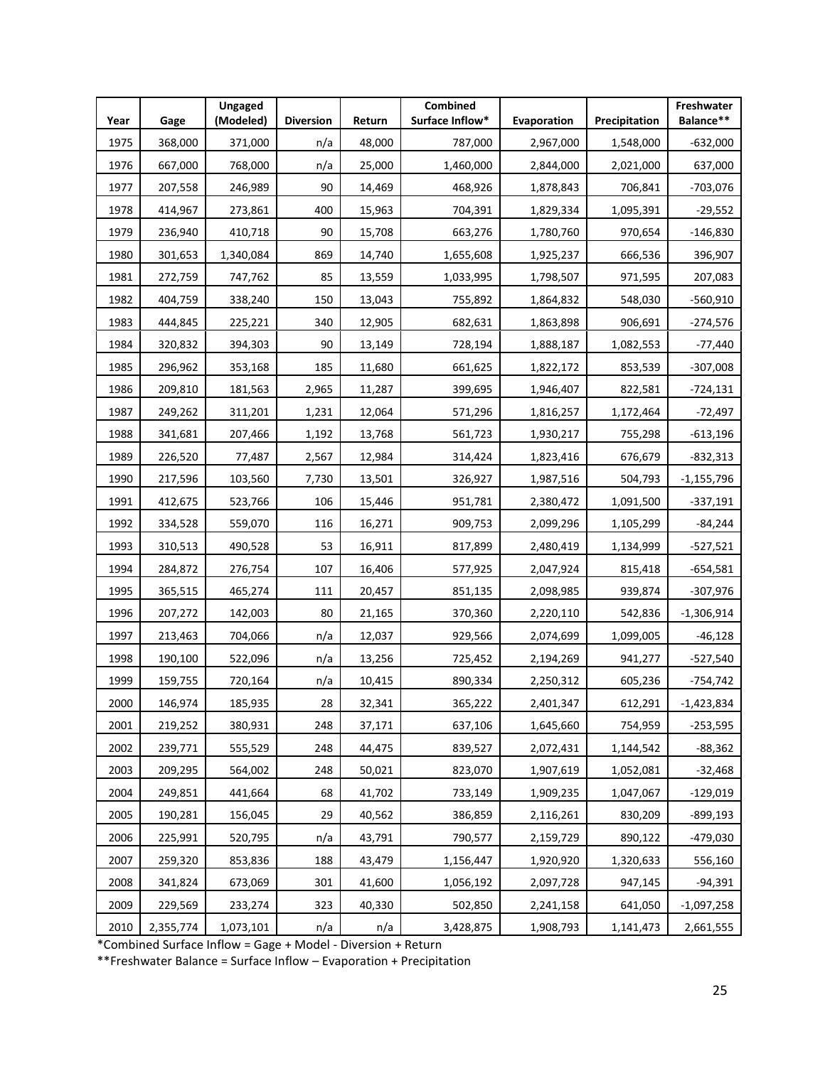| Year | Gage | Ungaged (Modeled) | Diversion | Return | Combined Surface Inflow* | Evaporation | Precipitation | Freshwater Balance** |
|---|---|---|---|---|---|---|---|---|
| 1975 | 368,000 | 371,000 | n/a | 48,000 | 787,000 | 2,967,000 | 1,548,000 | -632,000 |
| 1976 | 667,000 | 768,000 | n/a | 25,000 | 1,460,000 | 2,844,000 | 2,021,000 | 637,000 |
| 1977 | 207,558 | 246,989 | 90 | 14,469 | 468,926 | 1,878,843 | 706,841 | -703,076 |
| 1978 | 414,967 | 273,861 | 400 | 15,963 | 704,391 | 1,829,334 | 1,095,391 | -29,552 |
| 1979 | 236,940 | 410,718 | 90 | 15,708 | 663,276 | 1,780,760 | 970,654 | -146,830 |
| 1980 | 301,653 | 1,340,084 | 869 | 14,740 | 1,655,608 | 1,925,237 | 666,536 | 396,907 |
| 1981 | 272,759 | 747,762 | 85 | 13,559 | 1,033,995 | 1,798,507 | 971,595 | 207,083 |
| 1982 | 404,759 | 338,240 | 150 | 13,043 | 755,892 | 1,864,832 | 548,030 | -560,910 |
| 1983 | 444,845 | 225,221 | 340 | 12,905 | 682,631 | 1,863,898 | 906,691 | -274,576 |
| 1984 | 320,832 | 394,303 | 90 | 13,149 | 728,194 | 1,888,187 | 1,082,553 | -77,440 |
| 1985 | 296,962 | 353,168 | 185 | 11,680 | 661,625 | 1,822,172 | 853,539 | -307,008 |
| 1986 | 209,810 | 181,563 | 2,965 | 11,287 | 399,695 | 1,946,407 | 822,581 | -724,131 |
| 1987 | 249,262 | 311,201 | 1,231 | 12,064 | 571,296 | 1,816,257 | 1,172,464 | -72,497 |
| 1988 | 341,681 | 207,466 | 1,192 | 13,768 | 561,723 | 1,930,217 | 755,298 | -613,196 |
| 1989 | 226,520 | 77,487 | 2,567 | 12,984 | 314,424 | 1,823,416 | 676,679 | -832,313 |
| 1990 | 217,596 | 103,560 | 7,730 | 13,501 | 326,927 | 1,987,516 | 504,793 | -1,155,796 |
| 1991 | 412,675 | 523,766 | 106 | 15,446 | 951,781 | 2,380,472 | 1,091,500 | -337,191 |
| 1992 | 334,528 | 559,070 | 116 | 16,271 | 909,753 | 2,099,296 | 1,105,299 | -84,244 |
| 1993 | 310,513 | 490,528 | 53 | 16,911 | 817,899 | 2,480,419 | 1,134,999 | -527,521 |
| 1994 | 284,872 | 276,754 | 107 | 16,406 | 577,925 | 2,047,924 | 815,418 | -654,581 |
| 1995 | 365,515 | 465,274 | 111 | 20,457 | 851,135 | 2,098,985 | 939,874 | -307,976 |
| 1996 | 207,272 | 142,003 | 80 | 21,165 | 370,360 | 2,220,110 | 542,836 | -1,306,914 |
| 1997 | 213,463 | 704,066 | n/a | 12,037 | 929,566 | 2,074,699 | 1,099,005 | -46,128 |
| 1998 | 190,100 | 522,096 | n/a | 13,256 | 725,452 | 2,194,269 | 941,277 | -527,540 |
| 1999 | 159,755 | 720,164 | n/a | 10,415 | 890,334 | 2,250,312 | 605,236 | -754,742 |
| 2000 | 146,974 | 185,935 | 28 | 32,341 | 365,222 | 2,401,347 | 612,291 | -1,423,834 |
| 2001 | 219,252 | 380,931 | 248 | 37,171 | 637,106 | 1,645,660 | 754,959 | -253,595 |
| 2002 | 239,771 | 555,529 | 248 | 44,475 | 839,527 | 2,072,431 | 1,144,542 | -88,362 |
| 2003 | 209,295 | 564,002 | 248 | 50,021 | 823,070 | 1,907,619 | 1,052,081 | -32,468 |
| 2004 | 249,851 | 441,664 | 68 | 41,702 | 733,149 | 1,909,235 | 1,047,067 | -129,019 |
| 2005 | 190,281 | 156,045 | 29 | 40,562 | 386,859 | 2,116,261 | 830,209 | -899,193 |
| 2006 | 225,991 | 520,795 | n/a | 43,791 | 790,577 | 2,159,729 | 890,122 | -479,030 |
| 2007 | 259,320 | 853,836 | 188 | 43,479 | 1,156,447 | 1,920,920 | 1,320,633 | 556,160 |
| 2008 | 341,824 | 673,069 | 301 | 41,600 | 1,056,192 | 2,097,728 | 947,145 | -94,391 |
| 2009 | 229,569 | 233,274 | 323 | 40,330 | 502,850 | 2,241,158 | 641,050 | -1,097,258 |
| 2010 | 2,355,774 | 1,073,101 | n/a | n/a | 3,428,875 | 1,908,793 | 1,141,473 | 2,661,555 |

*Combined Surface Inflow = Gage + Model - Diversion + Return

**Freshwater Balance = Surface Inflow – Evaporation + Precipitation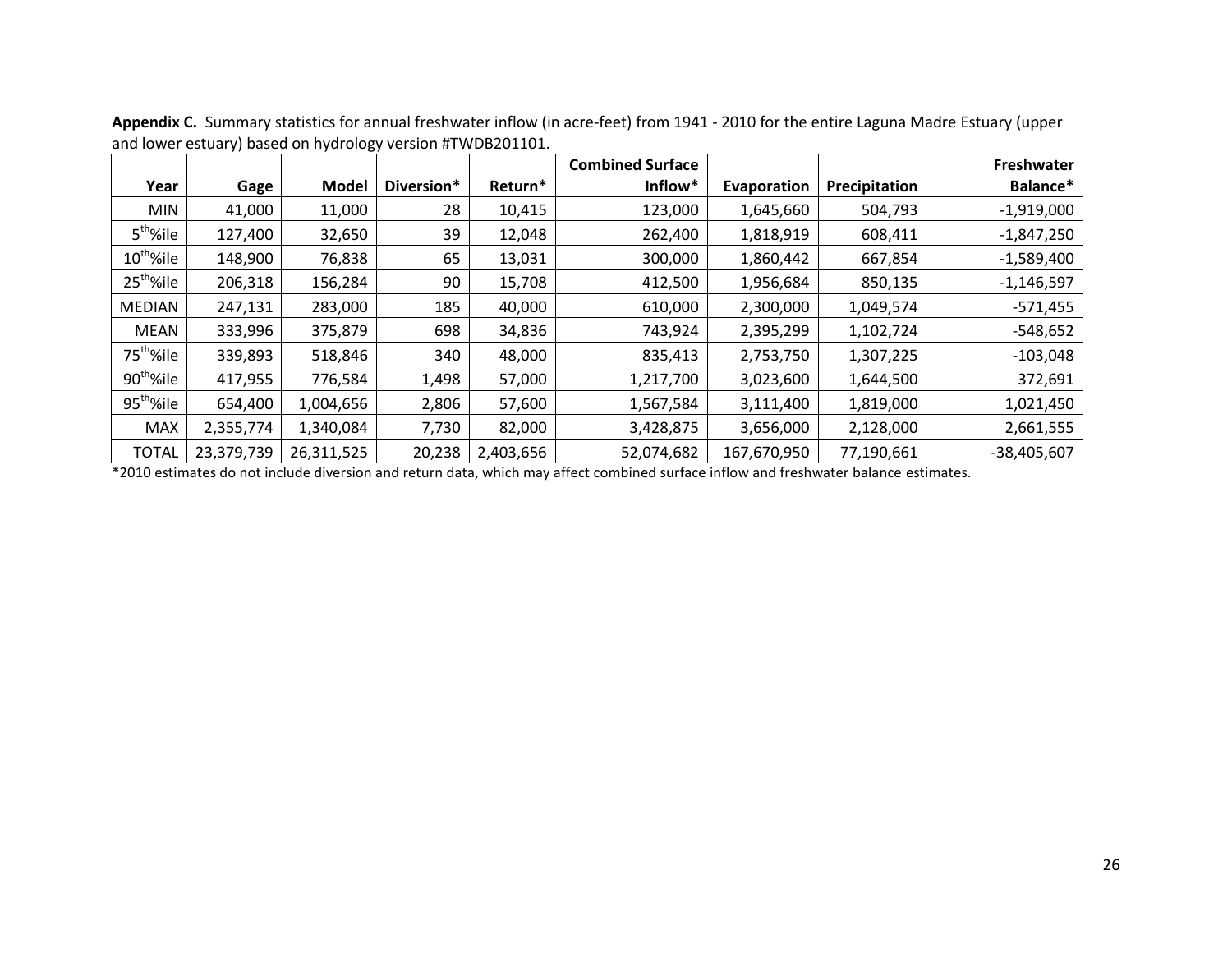**Appendix C.** Summary statistics for annual freshwater inflow (in acre-feet) from 1941 - 2010 for the entire Laguna Madre Estuary (upper and lower estuary) based on hydrology version #TWDB201101.

| Year | Gage | Model | Diversion* | Return* | Combined Surface Inflow* | Evaporation | Precipitation | Freshwater Balance* |
|---|---|---|---|---|---|---|---|---|
| MIN | 41,000 | 11,000 | 28 | 10,415 | 123,000 | 1,645,660 | 504,793 | -1,919,000 |
| $5^{th}$%ile | 127,400 | 32,650 | 39 | 12,048 | 262,400 | 1,818,919 | 608,411 | -1,847,250 |
| $10^{th}$%ile | 148,900 | 76,838 | 65 | 13,031 | 300,000 | 1,860,442 | 667,854 | -1,589,400 |
| $25^{th}$%ile | 206,318 | 156,284 | 90 | 15,708 | 412,500 | 1,956,684 | 850,135 | -1,146,597 |
| MEDIAN | 247,131 | 283,000 | 185 | 40,000 | 610,000 | 2,300,000 | 1,049,574 | -571,455 |
| MEAN | 333,996 | 375,879 | 698 | 34,836 | 743,924 | 2,395,299 | 1,102,724 | -548,652 |
| $75^{th}$%ile | 339,893 | 518,846 | 340 | 48,000 | 835,413 | 2,753,750 | 1,307,225 | -103,048 |
| $90^{th}$%ile | 417,955 | 776,584 | 1,498 | 57,000 | 1,217,700 | 3,023,600 | 1,644,500 | 372,691 |
| $95^{th}$%ile | 654,400 | 1,004,656 | 2,806 | 57,600 | 1,567,584 | 3,111,400 | 1,819,000 | 1,021,450 |
| MAX | 2,355,774 | 1,340,084 | 7,730 | 82,000 | 3,428,875 | 3,656,000 | 2,128,000 | 2,661,555 |
| TOTAL | 23,379,739 | 26,311,525 | 20,238 | 2,403,656 | 52,074,682 | 167,670,950 | 77,190,661 | -38,405,607 |

*2010 estimates do not include diversion and return data, which may affect combined surface inflow and freshwater balance estimates.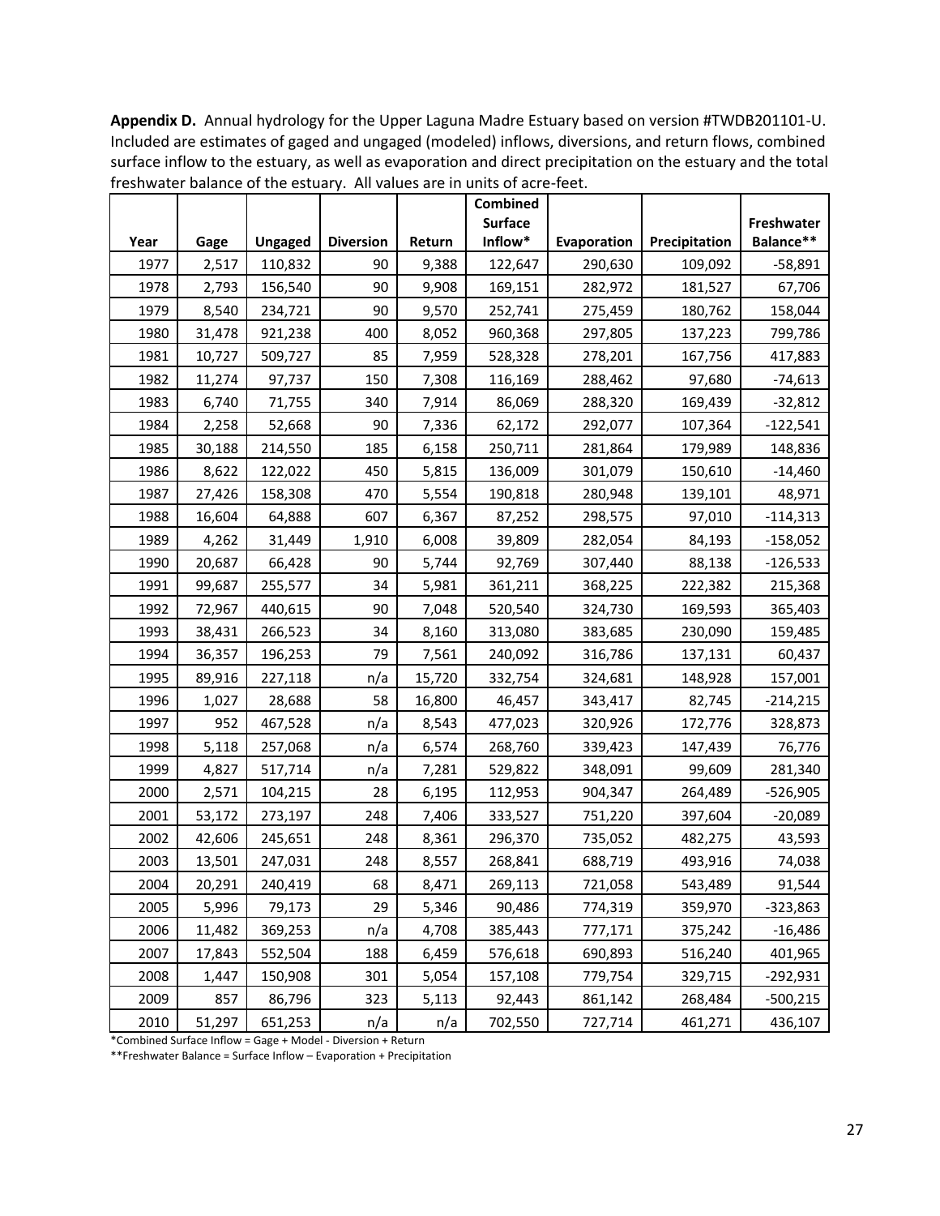**Appendix D.** Annual hydrology for the Upper Laguna Madre Estuary based on version #TWDB201101-U. Included are estimates of gaged and ungaged (modeled) inflows, diversions, and return flows, combined surface inflow to the estuary, as well as evaporation and direct precipitation on the estuary and the total freshwater balance of the estuary. All values are in units of acre-feet.

| Year | Gage | Ungaged | Diversion | Return | Combined Surface Inflow* | Evaporation | Precipitation | Freshwater Balance** |
|---|---|---|---|---|---|---|---|---|
| 1977 | 2,517 | 110,832 | 90 | 9,388 | 122,647 | 290,630 | 109,092 | -58,891 |
| 1978 | 2,793 | 156,540 | 90 | 9,908 | 169,151 | 282,972 | 181,527 | 67,706 |
| 1979 | 8,540 | 234,721 | 90 | 9,570 | 252,741 | 275,459 | 180,762 | 158,044 |
| 1980 | 31,478 | 921,238 | 400 | 8,052 | 960,368 | 297,805 | 137,223 | 799,786 |
| 1981 | 10,727 | 509,727 | 85 | 7,959 | 528,328 | 278,201 | 167,756 | 417,883 |
| 1982 | 11,274 | 97,737 | 150 | 7,308 | 116,169 | 288,462 | 97,680 | -74,613 |
| 1983 | 6,740 | 71,755 | 340 | 7,914 | 86,069 | 288,320 | 169,439 | -32,812 |
| 1984 | 2,258 | 52,668 | 90 | 7,336 | 62,172 | 292,077 | 107,364 | -122,541 |
| 1985 | 30,188 | 214,550 | 185 | 6,158 | 250,711 | 281,864 | 179,989 | 148,836 |
| 1986 | 8,622 | 122,022 | 450 | 5,815 | 136,009 | 301,079 | 150,610 | -14,460 |
| 1987 | 27,426 | 158,308 | 470 | 5,554 | 190,818 | 280,948 | 139,101 | 48,971 |
| 1988 | 16,604 | 64,888 | 607 | 6,367 | 87,252 | 298,575 | 97,010 | -114,313 |
| 1989 | 4,262 | 31,449 | 1,910 | 6,008 | 39,809 | 282,054 | 84,193 | -158,052 |
| 1990 | 20,687 | 66,428 | 90 | 5,744 | 92,769 | 307,440 | 88,138 | -126,533 |
| 1991 | 99,687 | 255,577 | 34 | 5,981 | 361,211 | 368,225 | 222,382 | 215,368 |
| 1992 | 72,967 | 440,615 | 90 | 7,048 | 520,540 | 324,730 | 169,593 | 365,403 |
| 1993 | 38,431 | 266,523 | 34 | 8,160 | 313,080 | 383,685 | 230,090 | 159,485 |
| 1994 | 36,357 | 196,253 | 79 | 7,561 | 240,092 | 316,786 | 137,131 | 60,437 |
| 1995 | 89,916 | 227,118 | n/a | 15,720 | 332,754 | 324,681 | 148,928 | 157,001 |
| 1996 | 1,027 | 28,688 | 58 | 16,800 | 46,457 | 343,417 | 82,745 | -214,215 |
| 1997 | 952 | 467,528 | n/a | 8,543 | 477,023 | 320,926 | 172,776 | 328,873 |
| 1998 | 5,118 | 257,068 | n/a | 6,574 | 268,760 | 339,423 | 147,439 | 76,776 |
| 1999 | 4,827 | 517,714 | n/a | 7,281 | 529,822 | 348,091 | 99,609 | 281,340 |
| 2000 | 2,571 | 104,215 | 28 | 6,195 | 112,953 | 904,347 | 264,489 | -526,905 |
| 2001 | 53,172 | 273,197 | 248 | 7,406 | 333,527 | 751,220 | 397,604 | -20,089 |
| 2002 | 42,606 | 245,651 | 248 | 8,361 | 296,370 | 735,052 | 482,275 | 43,593 |
| 2003 | 13,501 | 247,031 | 248 | 8,557 | 268,841 | 688,719 | 493,916 | 74,038 |
| 2004 | 20,291 | 240,419 | 68 | 8,471 | 269,113 | 721,058 | 543,489 | 91,544 |
| 2005 | 5,996 | 79,173 | 29 | 5,346 | 90,486 | 774,319 | 359,970 | -323,863 |
| 2006 | 11,482 | 369,253 | n/a | 4,708 | 385,443 | 777,171 | 375,242 | -16,486 |
| 2007 | 17,843 | 552,504 | 188 | 6,459 | 576,618 | 690,893 | 516,240 | 401,965 |
| 2008 | 1,447 | 150,908 | 301 | 5,054 | 157,108 | 779,754 | 329,715 | -292,931 |
| 2009 | 857 | 86,796 | 323 | 5,113 | 92,443 | 861,142 | 268,484 | -500,215 |
| 2010 | 51,297 | 651,253 | n/a | n/a | 702,550 | 727,714 | 461,271 | 436,107 |

*Combined Surface Inflow = Gage + Model - Diversion + Return

**Freshwater Balance = Surface Inflow – Evaporation + Precipitation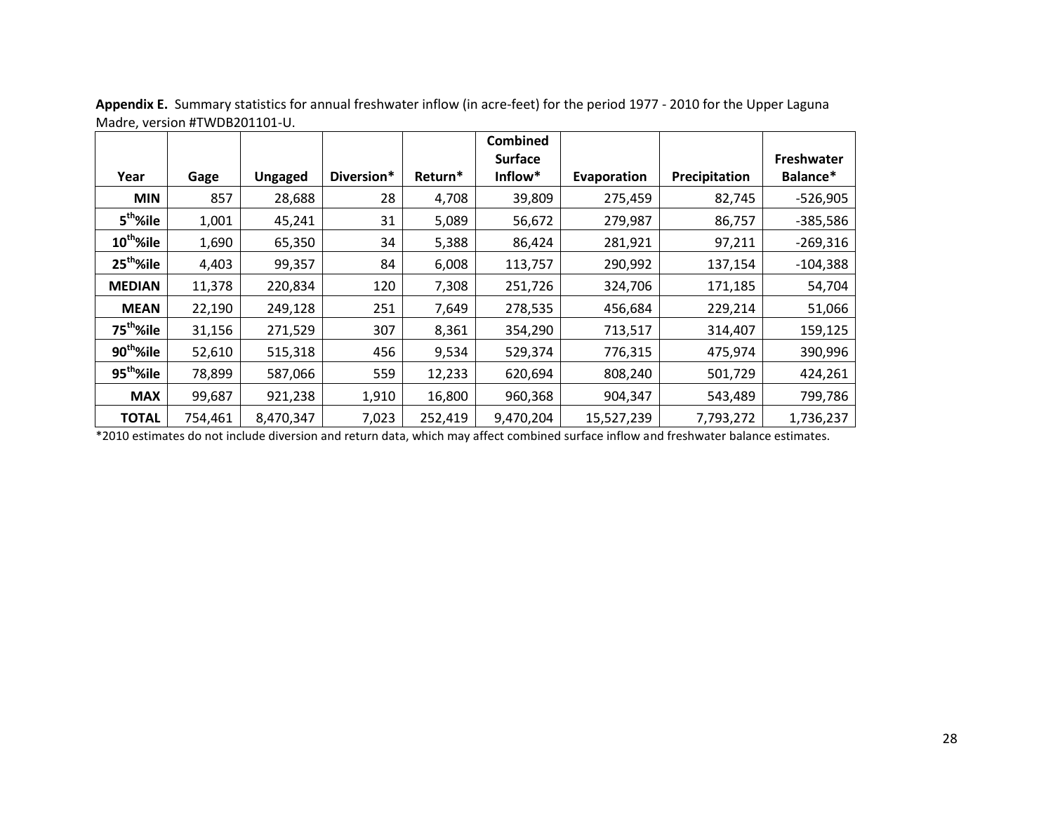**Appendix E.** Summary statistics for annual freshwater inflow (in acre-feet) for the period 1977 - 2010 for the Upper Laguna Madre, version #TWDB201101-U.

| Year | Gage | Ungaged | Diversion* | Return* | Combined Surface Inflow* | Evaporation | Precipitation | Freshwater Balance* |
|---|---|---|---|---|---|---|---|---|
| **MIN** | 857 | 28,688 | 28 | 4,708 | 39,809 | 275,459 | 82,745 | -526,905 |
| **5$^{th}$%ile** | 1,001 | 45,241 | 31 | 5,089 | 56,672 | 279,987 | 86,757 | -385,586 |
| **10$^{th}$%ile** | 1,690 | 65,350 | 34 | 5,388 | 86,424 | 281,921 | 97,211 | -269,316 |
| **25$^{th}$%ile** | 4,403 | 99,357 | 84 | 6,008 | 113,757 | 290,992 | 137,154 | -104,388 |
| **MEDIAN** | 11,378 | 220,834 | 120 | 7,308 | 251,726 | 324,706 | 171,185 | 54,704 |
| **MEAN** | 22,190 | 249,128 | 251 | 7,649 | 278,535 | 456,684 | 229,214 | 51,066 |
| **75$^{th}$%ile** | 31,156 | 271,529 | 307 | 8,361 | 354,290 | 713,517 | 314,407 | 159,125 |
| **90$^{th}$%ile** | 52,610 | 515,318 | 456 | 9,534 | 529,374 | 776,315 | 475,974 | 390,996 |
| **95$^{th}$%ile** | 78,899 | 587,066 | 559 | 12,233 | 620,694 | 808,240 | 501,729 | 424,261 |
| **MAX** | 99,687 | 921,238 | 1,910 | 16,800 | 960,368 | 904,347 | 543,489 | 799,786 |
| **TOTAL** | 754,461 | 8,470,347 | 7,023 | 252,419 | 9,470,204 | 15,527,239 | 7,793,272 | 1,736,237 |

*2010 estimates do not include diversion and return data, which may affect combined surface inflow and freshwater balance estimates.